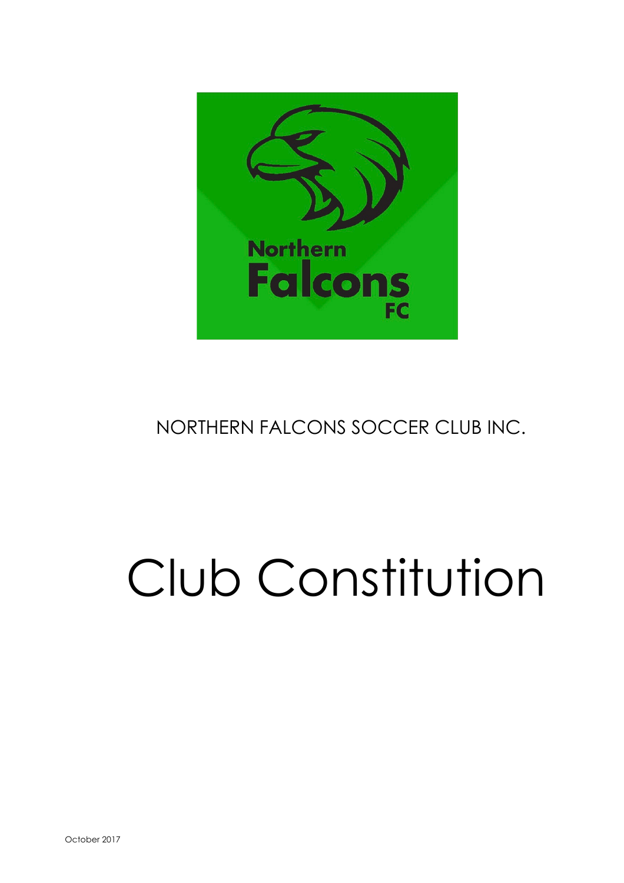NORTHERN FALCONS SOCCER CLUB INC.

# Club Constitution

October 2017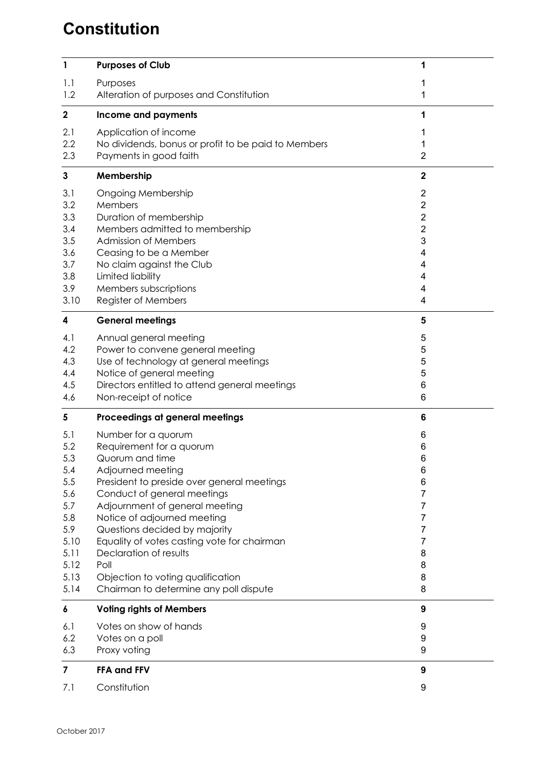# Constitution

| | | |
|---|---|---|
| **1** | **Purposes of Club** | **1** |
| 1.1 | Purposes | 1 |
| 1.2 | Alteration of purposes and Constitution | 1 |
| **2** | **Income and payments** | **1** |
| 2.1 | Application of income | 1 |
| 2.2 | No dividends, bonus or profit to be paid to Members | 1 |
| 2.3 | Payments in good faith | 2 |
| **3** | **Membership** | **2** |
| 3.1 | Ongoing Membership | 2 |
| 3.2 | Members | 2 |
| 3.3 | Duration of membership | 2 |
| 3.4 | Members admitted to membership | 2 |
| 3.5 | Admission of Members | 3 |
| 3.6 | Ceasing to be a Member | 4 |
| 3.7 | No claim against the Club | 4 |
| 3.8 | Limited liability | 4 |
| 3.9 | Members subscriptions | 4 |
| 3.10 | Register of Members | 4 |
| **4** | **General meetings** | **5** |
| 4.1 | Annual general meeting | 5 |
| 4.2 | Power to convene general meeting | 5 |
| 4.3 | Use of technology at general meetings | 5 |
| 4.4 | Notice of general meeting | 5 |
| 4.5 | Directors entitled to attend general meetings | 6 |
| 4.6 | Non-receipt of notice | 6 |
| **5** | **Proceedings at general meetings** | **6** |
| 5.1 | Number for a quorum | 6 |
| 5.2 | Requirement for a quorum | 6 |
| 5.3 | Quorum and time | 6 |
| 5.4 | Adjourned meeting | 6 |
| 5.5 | President to preside over general meetings | 6 |
| 5.6 | Conduct of general meetings | 7 |
| 5.7 | Adjournment of general meeting | 7 |
| 5.8 | Notice of adjourned meeting | 7 |
| 5.9 | Questions decided by majority | 7 |
| 5.10 | Equality of votes casting vote for chairman | 7 |
| 5.11 | Declaration of results | 8 |
| 5.12 | Poll | 8 |
| 5.13 | Objection to voting qualification | 8 |
| 5.14 | Chairman to determine any poll dispute | 8 |
| **6** | **Voting rights of Members** | **9** |
| 6.1 | Votes on show of hands | 9 |
| 6.2 | Votes on a poll | 9 |
| 6.3 | Proxy voting | 9 |
| **7** | **FFA and FFV** | **9** |
| 7.1 | Constitution | 9 |

October 2017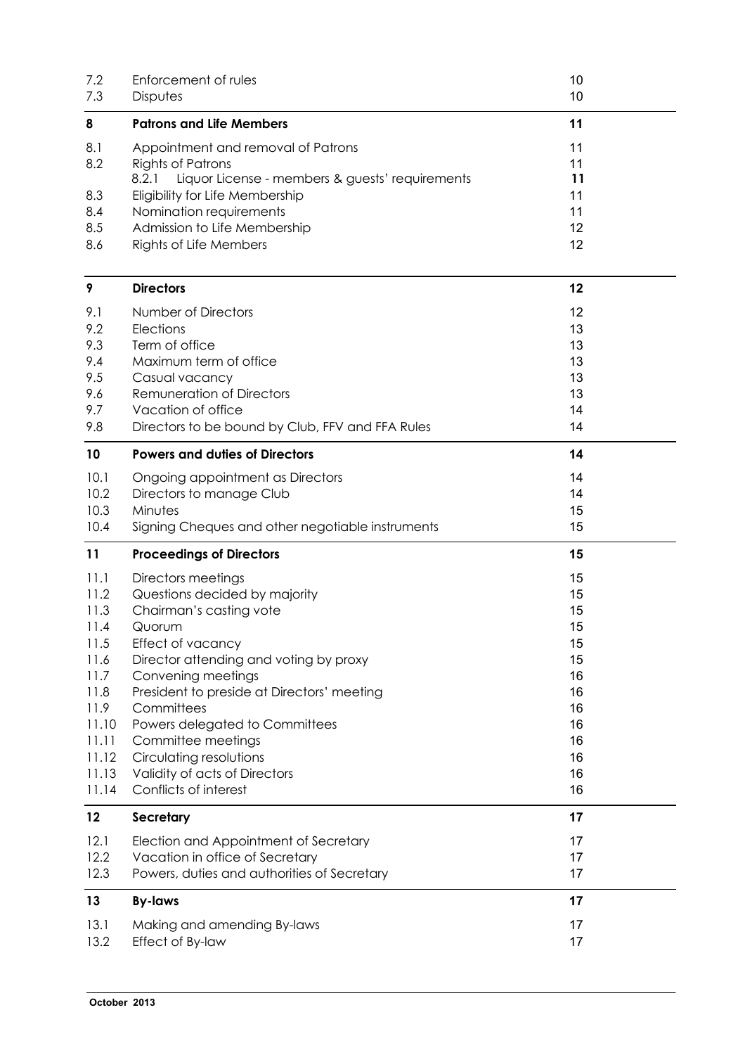| | | |
|---|---|---|
| 7.2 | Enforcement of rules | 10 |
| 7.3 | Disputes | 10 |
| **8** | **Patrons and Life Members** | **11** |
| 8.1 | Appointment and removal of Patrons | 11 |
| 8.2 | Rights of Patrons | 11 |
| | 8.2.1 Liquor License - members & guests' requirements | **11** |
| 8.3 | Eligibility for Life Membership | 11 |
| 8.4 | Nomination requirements | 11 |
| 8.5 | Admission to Life Membership | 12 |
| 8.6 | Rights of Life Members | 12 |
| **9** | **Directors** | **12** |
| 9.1 | Number of Directors | 12 |
| 9.2 | Elections | 13 |
| 9.3 | Term of office | 13 |
| 9.4 | Maximum term of office | 13 |
| 9.5 | Casual vacancy | 13 |
| 9.6 | Remuneration of Directors | 13 |
| 9.7 | Vacation of office | 14 |
| 9.8 | Directors to be bound by Club, FFV and FFA Rules | 14 |
| **10** | **Powers and duties of Directors** | **14** |
| 10.1 | Ongoing appointment as Directors | 14 |
| 10.2 | Directors to manage Club | 14 |
| 10.3 | Minutes | 15 |
| 10.4 | Signing Cheques and other negotiable instruments | 15 |
| **11** | **Proceedings of Directors** | **15** |
| 11.1 | Directors meetings | 15 |
| 11.2 | Questions decided by majority | 15 |
| 11.3 | Chairman's casting vote | 15 |
| 11.4 | Quorum | 15 |
| 11.5 | Effect of vacancy | 15 |
| 11.6 | Director attending and voting by proxy | 15 |
| 11.7 | Convening meetings | 16 |
| 11.8 | President to preside at Directors' meeting | 16 |
| 11.9 | Committees | 16 |
| 11.10 | Powers delegated to Committees | 16 |
| 11.11 | Committee meetings | 16 |
| 11.12 | Circulating resolutions | 16 |
| 11.13 | Validity of acts of Directors | 16 |
| 11.14 | Conflicts of interest | 16 |
| **12** | **Secretary** | **17** |
| 12.1 | Election and Appointment of Secretary | 17 |
| 12.2 | Vacation in office of Secretary | 17 |
| 12.3 | Powers, duties and authorities of Secretary | 17 |
| **13** | **By-laws** | **17** |
| 13.1 | Making and amending By-laws | 17 |
| 13.2 | Effect of By-law | 17 |

**October 2013**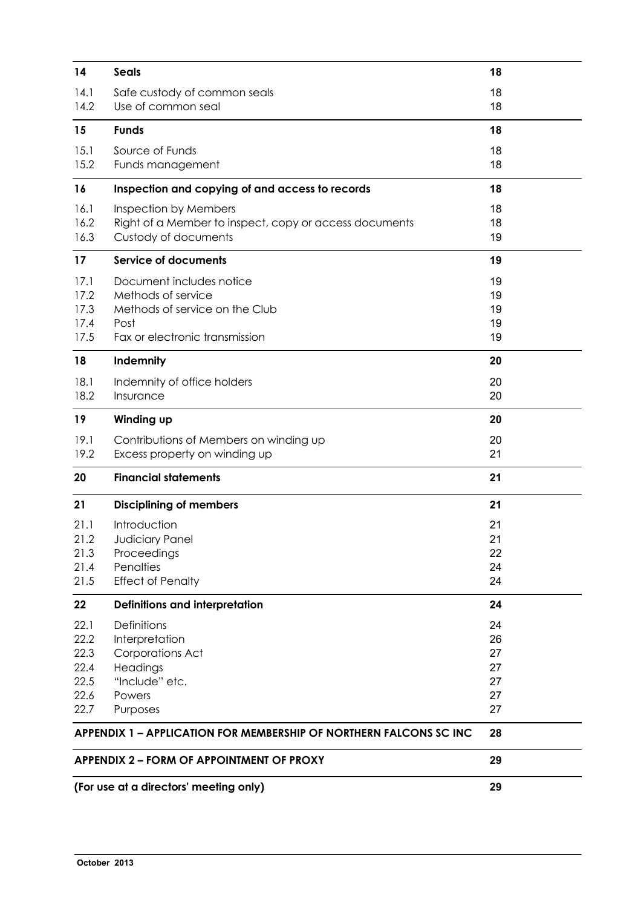| | | |
|---|---|---|
| **14** | **Seals** | **18** |
| 14.1 | Safe custody of common seals | 18 |
| 14.2 | Use of common seal | 18 |
| **15** | **Funds** | **18** |
| 15.1 | Source of Funds | 18 |
| 15.2 | Funds management | 18 |
| **16** | **Inspection and copying of and access to records** | **18** |
| 16.1 | Inspection by Members | 18 |
| 16.2 | Right of a Member to inspect, copy or access documents | 18 |
| 16.3 | Custody of documents | 19 |
| **17** | **Service of documents** | **19** |
| 17.1 | Document includes notice | 19 |
| 17.2 | Methods of service | 19 |
| 17.3 | Methods of service on the Club | 19 |
| 17.4 | Post | 19 |
| 17.5 | Fax or electronic transmission | 19 |
| **18** | **Indemnity** | **20** |
| 18.1 | Indemnity of office holders | 20 |
| 18.2 | Insurance | 20 |
| **19** | **Winding up** | **20** |
| 19.1 | Contributions of Members on winding up | 20 |
| 19.2 | Excess property on winding up | 21 |
| **20** | **Financial statements** | **21** |
| **21** | **Disciplining of members** | **21** |
| 21.1 | Introduction | 21 |
| 21.2 | Judiciary Panel | 21 |
| 21.3 | Proceedings | 22 |
| 21.4 | Penalties | 24 |
| 21.5 | Effect of Penalty | 24 |
| **22** | **Definitions and interpretation** | **24** |
| 22.1 | Definitions | 24 |
| 22.2 | Interpretation | 26 |
| 22.3 | Corporations Act | 27 |
| 22.4 | Headings | 27 |
| 22.5 | "Include" etc. | 27 |
| 22.6 | Powers | 27 |
| 22.7 | Purposes | 27 |
| **APPENDIX 1 – APPLICATION FOR MEMBERSHIP OF NORTHERN FALCONS SC INC** | | **28** |
| **APPENDIX 2 – FORM OF APPOINTMENT OF PROXY** | | **29** |
| **(For use at a directors' meeting only)** | | **29** |

October 2013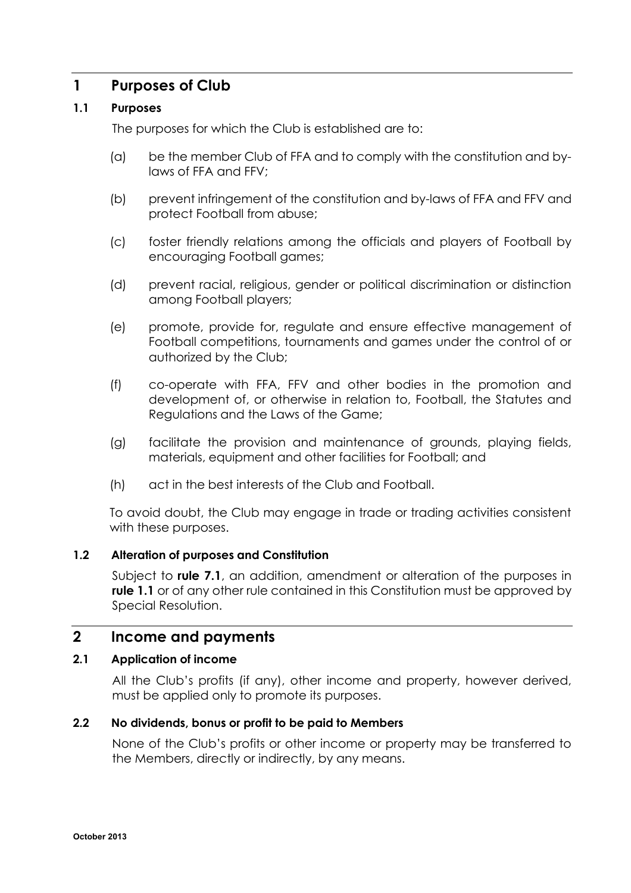# 1 Purposes of Club

### 1.1 Purposes

The purposes for which the Club is established are to:

(a) be the member Club of FFA and to comply with the constitution and by-laws of FFA and FFV;

(b) prevent infringement of the constitution and by-laws of FFA and FFV and protect Football from abuse;

(c) foster friendly relations among the officials and players of Football by encouraging Football games;

(d) prevent racial, religious, gender or political discrimination or distinction among Football players;

(e) promote, provide for, regulate and ensure effective management of Football competitions, tournaments and games under the control of or authorized by the Club;

(f) co-operate with FFA, FFV and other bodies in the promotion and development of, or otherwise in relation to, Football, the Statutes and Regulations and the Laws of the Game;

(g) facilitate the provision and maintenance of grounds, playing fields, materials, equipment and other facilities for Football; and

(h) act in the best interests of the Club and Football.

To avoid doubt, the Club may engage in trade or trading activities consistent with these purposes.

### 1.2 Alteration of purposes and Constitution

Subject to **rule 7.1**, an addition, amendment or alteration of the purposes in **rule 1.1** or of any other rule contained in this Constitution must be approved by Special Resolution.

# 2 Income and payments

### 2.1 Application of income

All the Club's profits (if any), other income and property, however derived, must be applied only to promote its purposes.

### 2.2 No dividends, bonus or profit to be paid to Members

None of the Club's profits or other income or property may be transferred to the Members, directly or indirectly, by any means.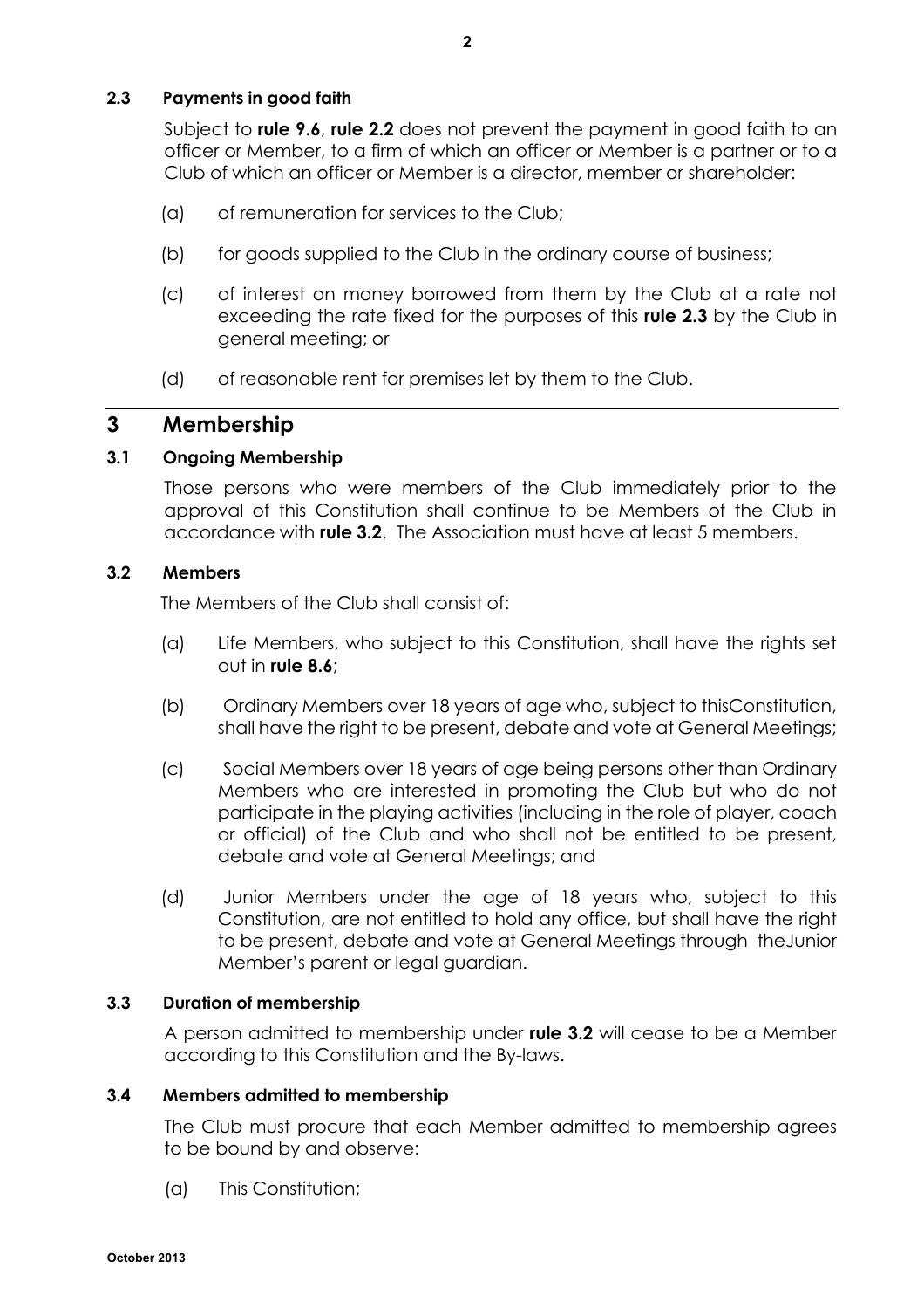### 2.3 Payments in good faith

Subject to **rule 9.6**, **rule 2.2** does not prevent the payment in good faith to an officer or Member, to a firm of which an officer or Member is a partner or to a Club of which an officer or Member is a director, member or shareholder:

(a) of remuneration for services to the Club;

(b) for goods supplied to the Club in the ordinary course of business;

(c) of interest on money borrowed from them by the Club at a rate not exceeding the rate fixed for the purposes of this **rule 2.3** by the Club in general meeting; or

(d) of reasonable rent for premises let by them to the Club.

## 3 Membership

### 3.1 Ongoing Membership

Those persons who were members of the Club immediately prior to the approval of this Constitution shall continue to be Members of the Club in accordance with **rule 3.2**. The Association must have at least 5 members.

### 3.2 Members

The Members of the Club shall consist of:

(a) Life Members, who subject to this Constitution, shall have the rights set out in **rule 8.6**;

(b) Ordinary Members over 18 years of age who, subject to thisConstitution, shall have the right to be present, debate and vote at General Meetings;

(c) Social Members over 18 years of age being persons other than Ordinary Members who are interested in promoting the Club but who do not participate in the playing activities (including in the role of player, coach or official) of the Club and who shall not be entitled to be present, debate and vote at General Meetings; and

(d) Junior Members under the age of 18 years who, subject to this Constitution, are not entitled to hold any office, but shall have the right to be present, debate and vote at General Meetings through theJunior Member's parent or legal guardian.

### 3.3 Duration of membership

A person admitted to membership under **rule 3.2** will cease to be a Member according to this Constitution and the By-laws.

### 3.4 Members admitted to membership

The Club must procure that each Member admitted to membership agrees to be bound by and observe:

(a) This Constitution;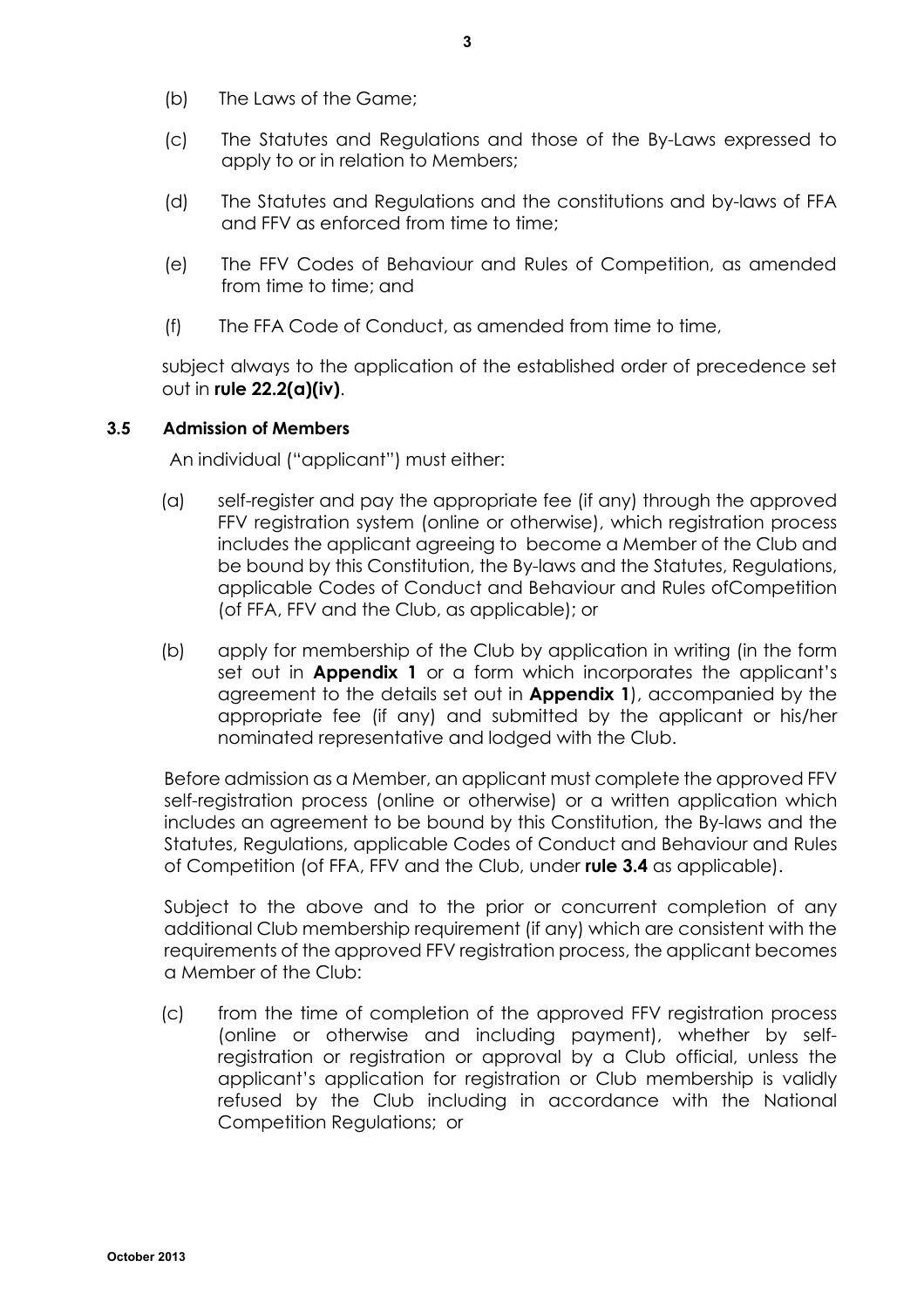(b) The Laws of the Game;

(c) The Statutes and Regulations and those of the By-Laws expressed to apply to or in relation to Members;

(d) The Statutes and Regulations and the constitutions and by-laws of FFA and FFV as enforced from time to time;

(e) The FFV Codes of Behaviour and Rules of Competition, as amended from time to time; and

(f) The FFA Code of Conduct, as amended from time to time,

subject always to the application of the established order of precedence set out in **rule 22.2(a)(iv)**.

### 3.5 Admission of Members

An individual ("applicant") must either:

(a) self-register and pay the appropriate fee (if any) through the approved FFV registration system (online or otherwise), which registration process includes the applicant agreeing to become a Member of the Club and be bound by this Constitution, the By-laws and the Statutes, Regulations, applicable Codes of Conduct and Behaviour and Rules ofCompetition (of FFA, FFV and the Club, as applicable); or

(b) apply for membership of the Club by application in writing (in the form set out in **Appendix 1** or a form which incorporates the applicant's agreement to the details set out in **Appendix 1**), accompanied by the appropriate fee (if any) and submitted by the applicant or his/her nominated representative and lodged with the Club.

Before admission as a Member, an applicant must complete the approved FFV self-registration process (online or otherwise) or a written application which includes an agreement to be bound by this Constitution, the By-laws and the Statutes, Regulations, applicable Codes of Conduct and Behaviour and Rules of Competition (of FFA, FFV and the Club, under **rule 3.4** as applicable).

Subject to the above and to the prior or concurrent completion of any additional Club membership requirement (if any) which are consistent with the requirements of the approved FFV registration process, the applicant becomes a Member of the Club:

(c) from the time of completion of the approved FFV registration process (online or otherwise and including payment), whether by self-registration or registration or approval by a Club official, unless the applicant's application for registration or Club membership is validly refused by the Club including in accordance with the National Competition Regulations; or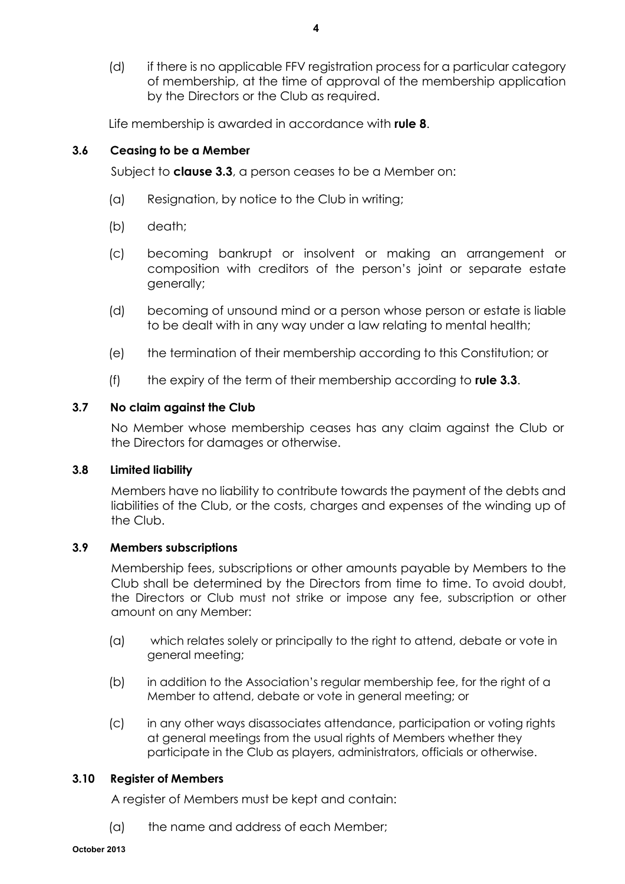(d) if there is no applicable FFV registration process for a particular category of membership, at the time of approval of the membership application by the Directors or the Club as required.

Life membership is awarded in accordance with **rule 8**.

### 3.6 Ceasing to be a Member

Subject to **clause 3.3**, a person ceases to be a Member on:

(a) Resignation, by notice to the Club in writing;

(b) death;

(c) becoming bankrupt or insolvent or making an arrangement or composition with creditors of the person's joint or separate estate generally;

(d) becoming of unsound mind or a person whose person or estate is liable to be dealt with in any way under a law relating to mental health;

(e) the termination of their membership according to this Constitution; or

(f) the expiry of the term of their membership according to **rule 3.3**.

### 3.7 No claim against the Club

No Member whose membership ceases has any claim against the Club or the Directors for damages or otherwise.

### 3.8 Limited liability

Members have no liability to contribute towards the payment of the debts and liabilities of the Club, or the costs, charges and expenses of the winding up of the Club.

### 3.9 Members subscriptions

Membership fees, subscriptions or other amounts payable by Members to the Club shall be determined by the Directors from time to time. To avoid doubt, the Directors or Club must not strike or impose any fee, subscription or other amount on any Member:

(a) which relates solely or principally to the right to attend, debate or vote in general meeting;

(b) in addition to the Association's regular membership fee, for the right of a Member to attend, debate or vote in general meeting; or

(c) in any other ways disassociates attendance, participation or voting rights at general meetings from the usual rights of Members whether they participate in the Club as players, administrators, officials or otherwise.

### 3.10 Register of Members

A register of Members must be kept and contain:

(a) the name and address of each Member;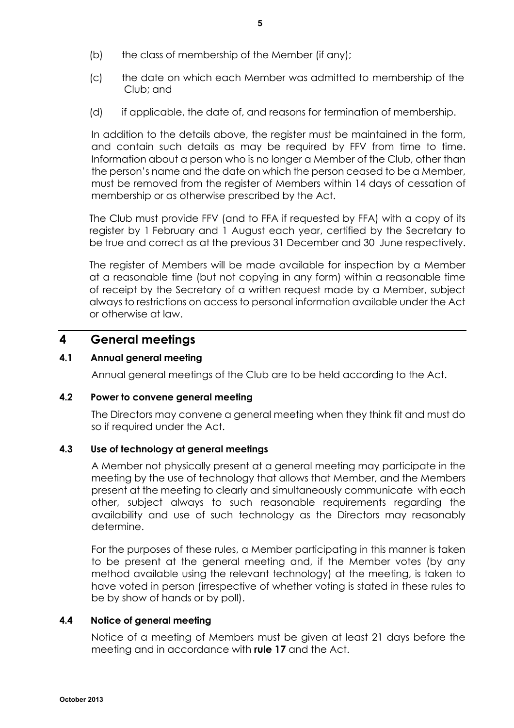(b) the class of membership of the Member (if any);

(c) the date on which each Member was admitted to membership of the Club; and

(d) if applicable, the date of, and reasons for termination of membership.

In addition to the details above, the register must be maintained in the form, and contain such details as may be required by FFV from time to time. Information about a person who is no longer a Member of the Club, other than the person's name and the date on which the person ceased to be a Member, must be removed from the register of Members within 14 days of cessation of membership or as otherwise prescribed by the Act.

The Club must provide FFV (and to FFA if requested by FFA) with a copy of its register by 1 February and 1 August each year, certified by the Secretary to be true and correct as at the previous 31 December and 30 June respectively.

The register of Members will be made available for inspection by a Member at a reasonable time (but not copying in any form) within a reasonable time of receipt by the Secretary of a written request made by a Member, subject always to restrictions on access to personal information available under the Act or otherwise at law.

# 4 General meetings

### 4.1 Annual general meeting

Annual general meetings of the Club are to be held according to the Act.

### 4.2 Power to convene general meeting

The Directors may convene a general meeting when they think fit and must do so if required under the Act.

### 4.3 Use of technology at general meetings

A Member not physically present at a general meeting may participate in the meeting by the use of technology that allows that Member, and the Members present at the meeting to clearly and simultaneously communicate with each other, subject always to such reasonable requirements regarding the availability and use of such technology as the Directors may reasonably determine.

For the purposes of these rules, a Member participating in this manner is taken to be present at the general meeting and, if the Member votes (by any method available using the relevant technology) at the meeting, is taken to have voted in person (irrespective of whether voting is stated in these rules to be by show of hands or by poll).

### 4.4 Notice of general meeting

Notice of a meeting of Members must be given at least 21 days before the meeting and in accordance with **rule 17** and the Act.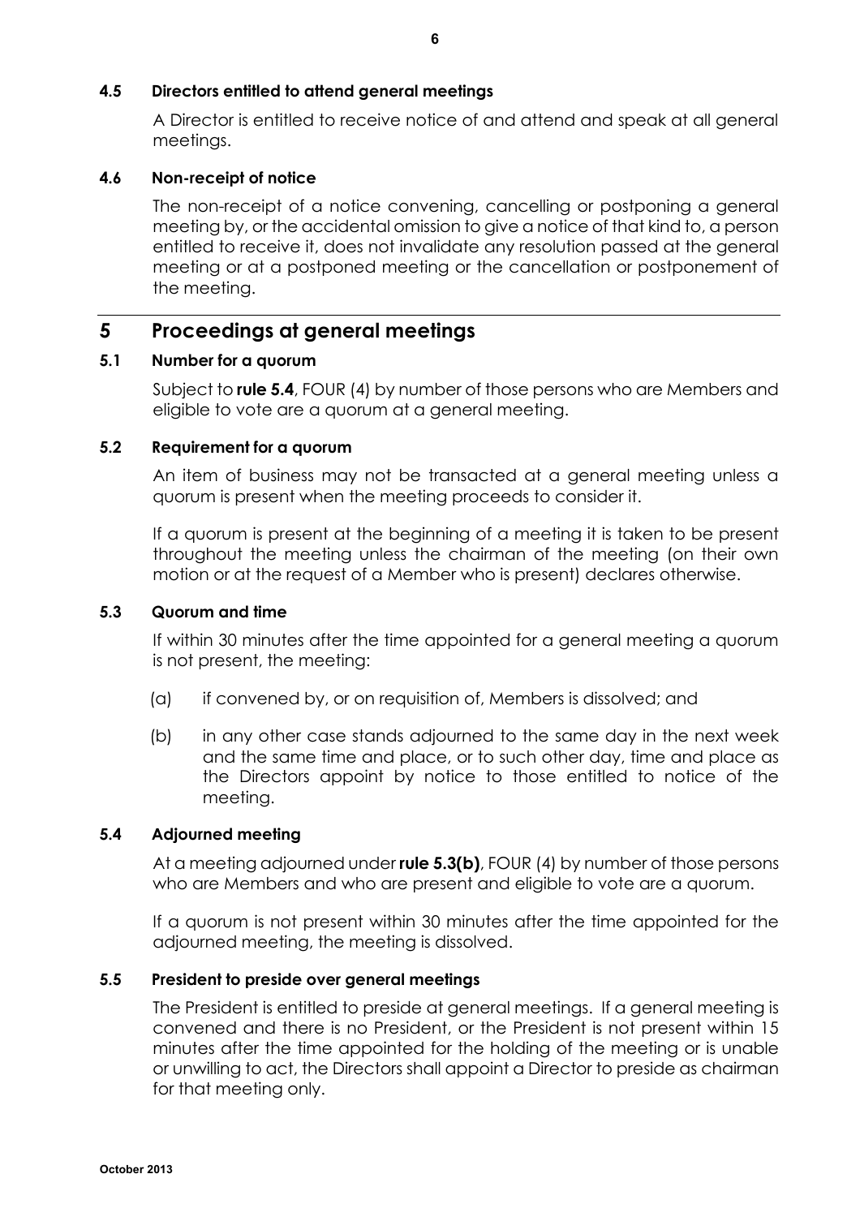### 4.5 Directors entitled to attend general meetings

A Director is entitled to receive notice of and attend and speak at all general meetings.

### 4.6 Non-receipt of notice

The non-receipt of a notice convening, cancelling or postponing a general meeting by, or the accidental omission to give a notice of that kind to, a person entitled to receive it, does not invalidate any resolution passed at the general meeting or at a postponed meeting or the cancellation or postponement of the meeting.

## 5 Proceedings at general meetings

### 5.1 Number for a quorum

Subject to **rule 5.4**, FOUR (4) by number of those persons who are Members and eligible to vote are a quorum at a general meeting.

### 5.2 Requirement for a quorum

An item of business may not be transacted at a general meeting unless a quorum is present when the meeting proceeds to consider it.

If a quorum is present at the beginning of a meeting it is taken to be present throughout the meeting unless the chairman of the meeting (on their own motion or at the request of a Member who is present) declares otherwise.

### 5.3 Quorum and time

If within 30 minutes after the time appointed for a general meeting a quorum is not present, the meeting:

(a) if convened by, or on requisition of, Members is dissolved; and

(b) in any other case stands adjourned to the same day in the next week and the same time and place, or to such other day, time and place as the Directors appoint by notice to those entitled to notice of the meeting.

### 5.4 Adjourned meeting

At a meeting adjourned under **rule 5.3(b)**, FOUR (4) by number of those persons who are Members and who are present and eligible to vote are a quorum.

If a quorum is not present within 30 minutes after the time appointed for the adjourned meeting, the meeting is dissolved.

### 5.5 President to preside over general meetings

The President is entitled to preside at general meetings. If a general meeting is convened and there is no President, or the President is not present within 15 minutes after the time appointed for the holding of the meeting or is unable or unwilling to act, the Directors shall appoint a Director to preside as chairman for that meeting only.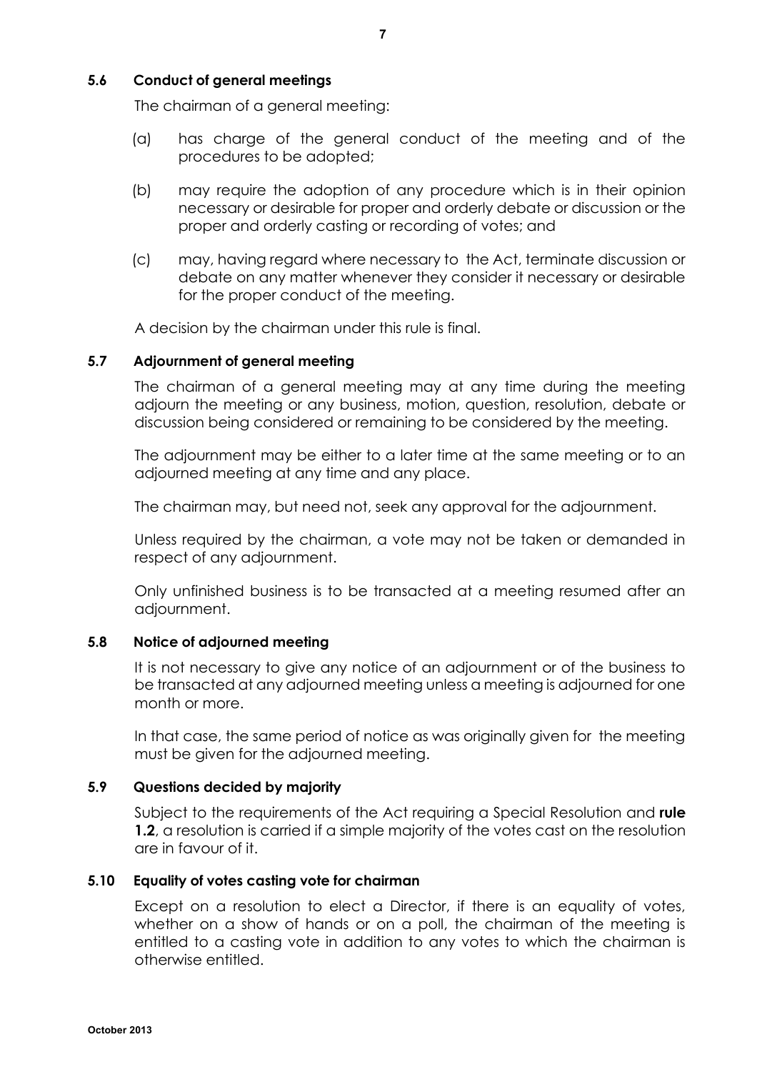### 5.6 Conduct of general meetings

The chairman of a general meeting:

(a) has charge of the general conduct of the meeting and of the procedures to be adopted;

(b) may require the adoption of any procedure which is in their opinion necessary or desirable for proper and orderly debate or discussion or the proper and orderly casting or recording of votes; and

(c) may, having regard where necessary to the Act, terminate discussion or debate on any matter whenever they consider it necessary or desirable for the proper conduct of the meeting.

A decision by the chairman under this rule is final.

### 5.7 Adjournment of general meeting

The chairman of a general meeting may at any time during the meeting adjourn the meeting or any business, motion, question, resolution, debate or discussion being considered or remaining to be considered by the meeting.

The adjournment may be either to a later time at the same meeting or to an adjourned meeting at any time and any place.

The chairman may, but need not, seek any approval for the adjournment.

Unless required by the chairman, a vote may not be taken or demanded in respect of any adjournment.

Only unfinished business is to be transacted at a meeting resumed after an adjournment.

### 5.8 Notice of adjourned meeting

It is not necessary to give any notice of an adjournment or of the business to be transacted at any adjourned meeting unless a meeting is adjourned for one month or more.

In that case, the same period of notice as was originally given for the meeting must be given for the adjourned meeting.

### 5.9 Questions decided by majority

Subject to the requirements of the Act requiring a Special Resolution and **rule 1.2**, a resolution is carried if a simple majority of the votes cast on the resolution are in favour of it.

### 5.10 Equality of votes casting vote for chairman

Except on a resolution to elect a Director, if there is an equality of votes, whether on a show of hands or on a poll, the chairman of the meeting is entitled to a casting vote in addition to any votes to which the chairman is otherwise entitled.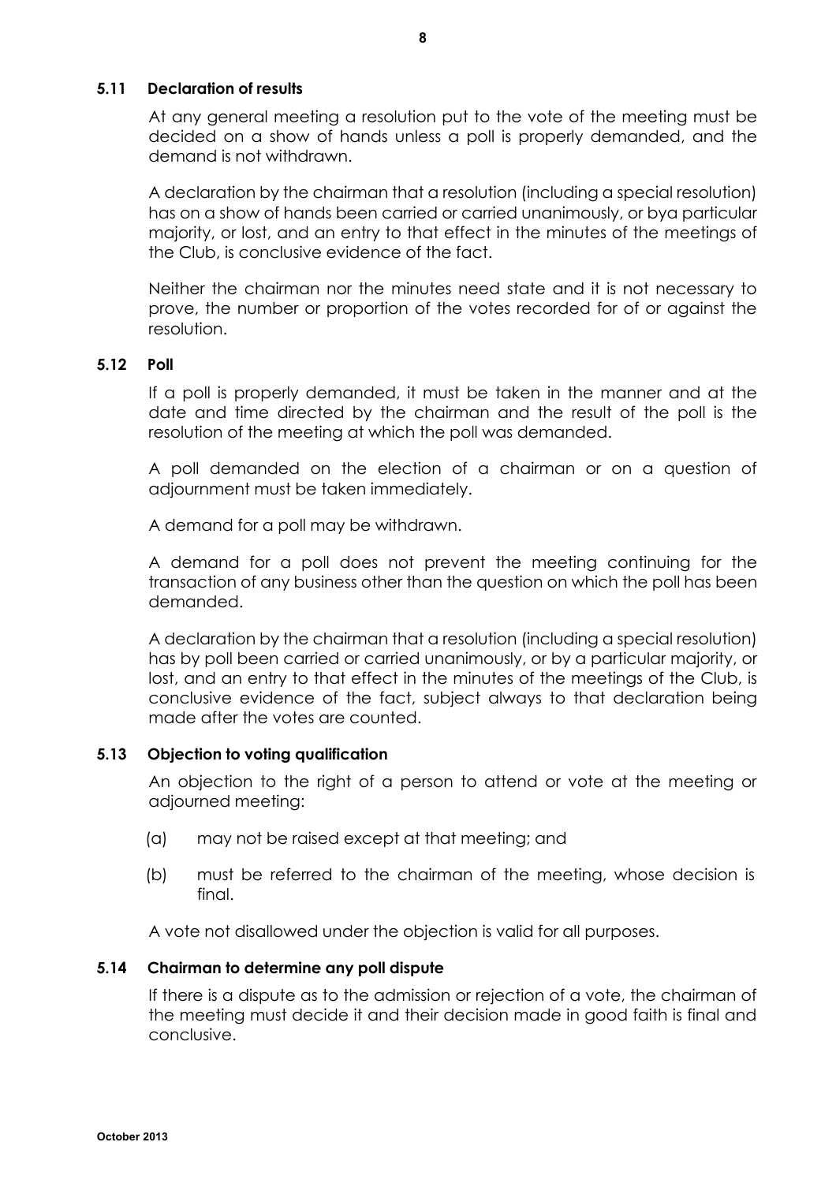### 5.11 Declaration of results

At any general meeting a resolution put to the vote of the meeting must be decided on a show of hands unless a poll is properly demanded, and the demand is not withdrawn.

A declaration by the chairman that a resolution (including a special resolution) has on a show of hands been carried or carried unanimously, or bya particular majority, or lost, and an entry to that effect in the minutes of the meetings of the Club, is conclusive evidence of the fact.

Neither the chairman nor the minutes need state and it is not necessary to prove, the number or proportion of the votes recorded for of or against the resolution.

### 5.12 Poll

If a poll is properly demanded, it must be taken in the manner and at the date and time directed by the chairman and the result of the poll is the resolution of the meeting at which the poll was demanded.

A poll demanded on the election of a chairman or on a question of adjournment must be taken immediately.

A demand for a poll may be withdrawn.

A demand for a poll does not prevent the meeting continuing for the transaction of any business other than the question on which the poll has been demanded.

A declaration by the chairman that a resolution (including a special resolution) has by poll been carried or carried unanimously, or by a particular majority, or lost, and an entry to that effect in the minutes of the meetings of the Club, is conclusive evidence of the fact, subject always to that declaration being made after the votes are counted.

### 5.13 Objection to voting qualification

An objection to the right of a person to attend or vote at the meeting or adjourned meeting:

(a) may not be raised except at that meeting; and

(b) must be referred to the chairman of the meeting, whose decision is final.

A vote not disallowed under the objection is valid for all purposes.

### 5.14 Chairman to determine any poll dispute

If there is a dispute as to the admission or rejection of a vote, the chairman of the meeting must decide it and their decision made in good faith is final and conclusive.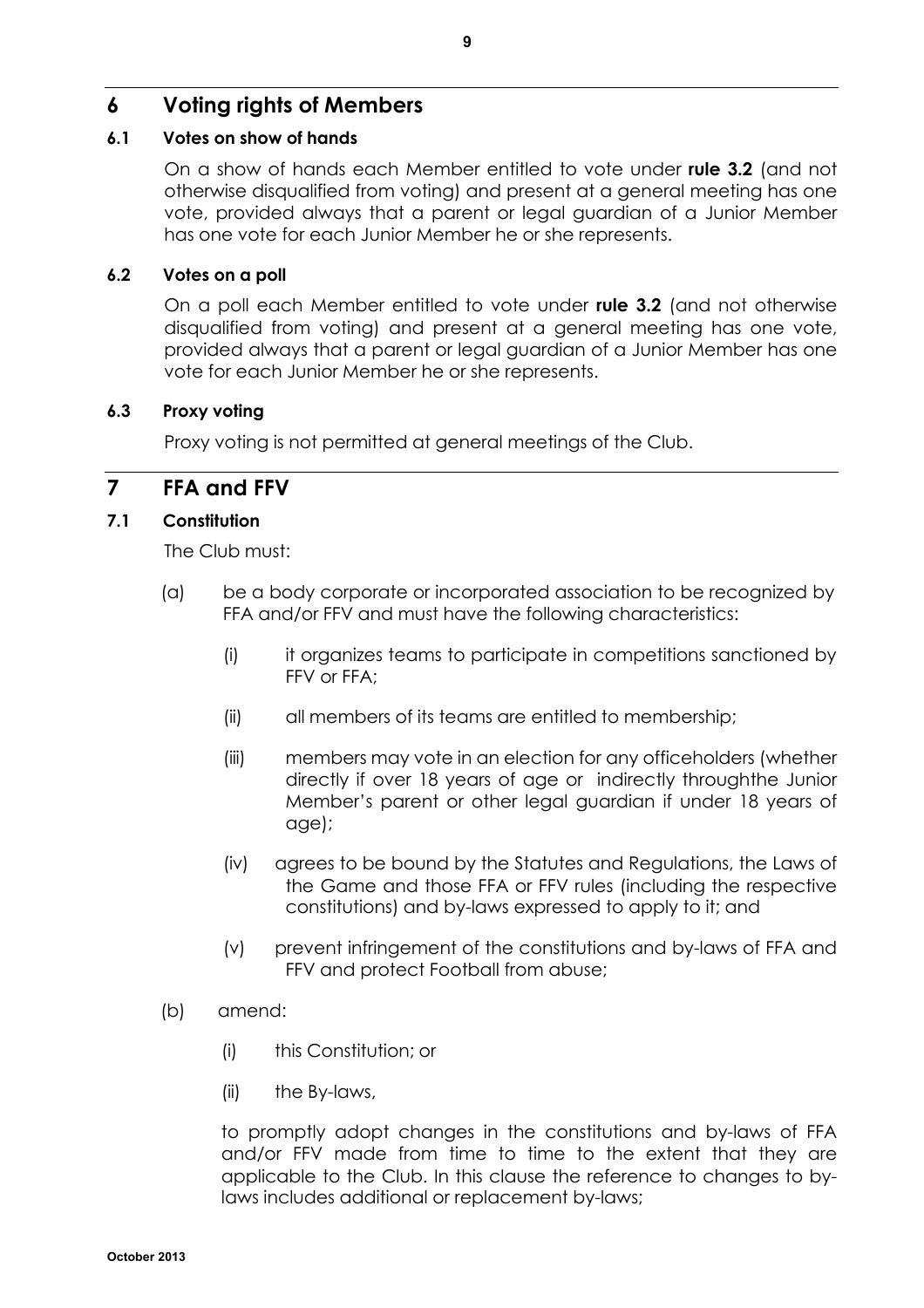## 6 Voting rights of Members

### 6.1 Votes on show of hands

On a show of hands each Member entitled to vote under **rule 3.2** (and not otherwise disqualified from voting) and present at a general meeting has one vote, provided always that a parent or legal guardian of a Junior Member has one vote for each Junior Member he or she represents.

### 6.2 Votes on a poll

On a poll each Member entitled to vote under **rule 3.2** (and not otherwise disqualified from voting) and present at a general meeting has one vote, provided always that a parent or legal guardian of a Junior Member has one vote for each Junior Member he or she represents.

### 6.3 Proxy voting

Proxy voting is not permitted at general meetings of the Club.

## 7 FFA and FFV

### 7.1 Constitution

The Club must:

(a) be a body corporate or incorporated association to be recognized by FFA and/or FFV and must have the following characteristics:

- (i) it organizes teams to participate in competitions sanctioned by FFV or FFA;
- (ii) all members of its teams are entitled to membership;
- (iii) members may vote in an election for any officeholders (whether directly if over 18 years of age or indirectly throughthe Junior Member's parent or other legal guardian if under 18 years of age);
- (iv) agrees to be bound by the Statutes and Regulations, the Laws of the Game and those FFA or FFV rules (including the respective constitutions) and by-laws expressed to apply to it; and
- (v) prevent infringement of the constitutions and by-laws of FFA and FFV and protect Football from abuse;

(b) amend:

- (i) this Constitution; or
- (ii) the By-laws,

to promptly adopt changes in the constitutions and by-laws of FFA and/or FFV made from time to time to the extent that they are applicable to the Club. In this clause the reference to changes to by-laws includes additional or replacement by-laws;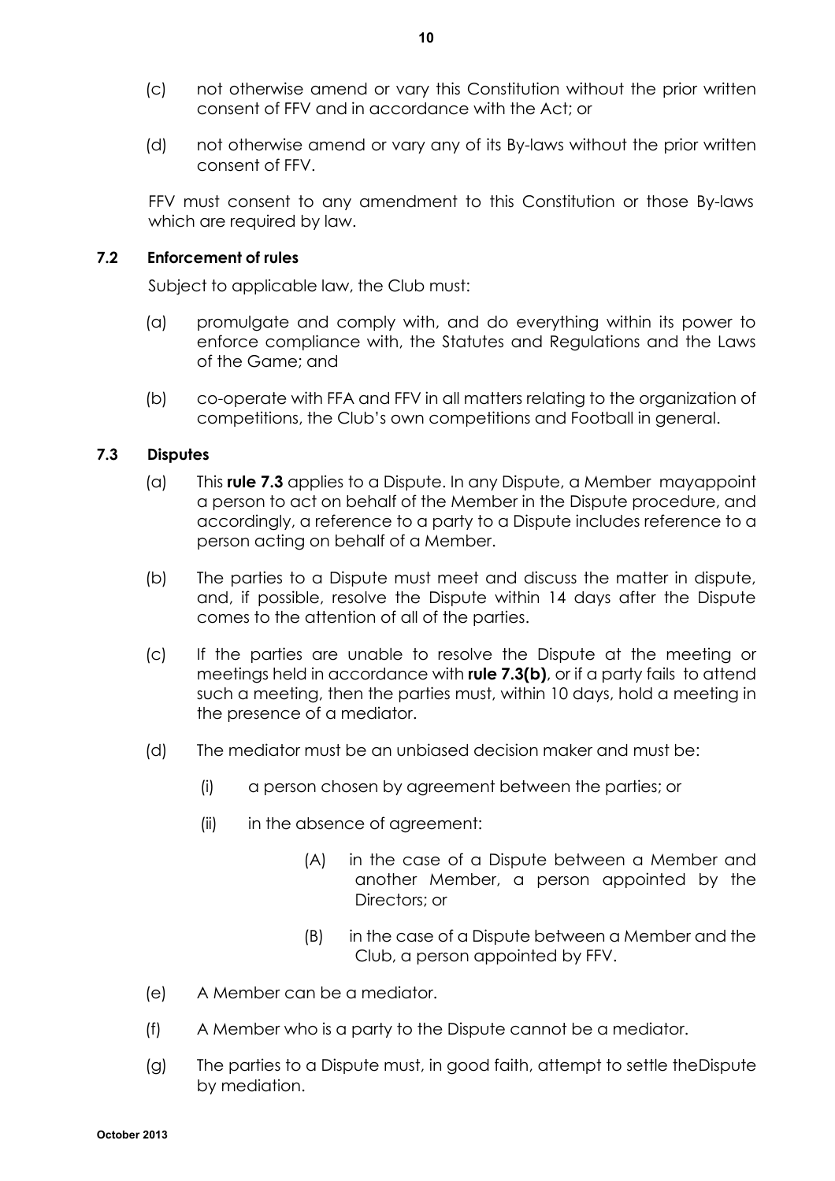(c) not otherwise amend or vary this Constitution without the prior written consent of FFV and in accordance with the Act; or

(d) not otherwise amend or vary any of its By-laws without the prior written consent of FFV.

FFV must consent to any amendment to this Constitution or those By-laws which are required by law.

### 7.2 Enforcement of rules

Subject to applicable law, the Club must:

(a) promulgate and comply with, and do everything within its power to enforce compliance with, the Statutes and Regulations and the Laws of the Game; and

(b) co-operate with FFA and FFV in all matters relating to the organization of competitions, the Club's own competitions and Football in general.

### 7.3 Disputes

(a) This **rule 7.3** applies to a Dispute. In any Dispute, a Member mayappoint a person to act on behalf of the Member in the Dispute procedure, and accordingly, a reference to a party to a Dispute includes reference to a person acting on behalf of a Member.

(b) The parties to a Dispute must meet and discuss the matter in dispute, and, if possible, resolve the Dispute within 14 days after the Dispute comes to the attention of all of the parties.

(c) If the parties are unable to resolve the Dispute at the meeting or meetings held in accordance with **rule 7.3(b)**, or if a party fails to attend such a meeting, then the parties must, within 10 days, hold a meeting in the presence of a mediator.

(d) The mediator must be an unbiased decision maker and must be:

(i) a person chosen by agreement between the parties; or

(ii) in the absence of agreement:

(A) in the case of a Dispute between a Member and another Member, a person appointed by the Directors; or

(B) in the case of a Dispute between a Member and the Club, a person appointed by FFV.

(e) A Member can be a mediator.

(f) A Member who is a party to the Dispute cannot be a mediator.

(g) The parties to a Dispute must, in good faith, attempt to settle theDispute by mediation.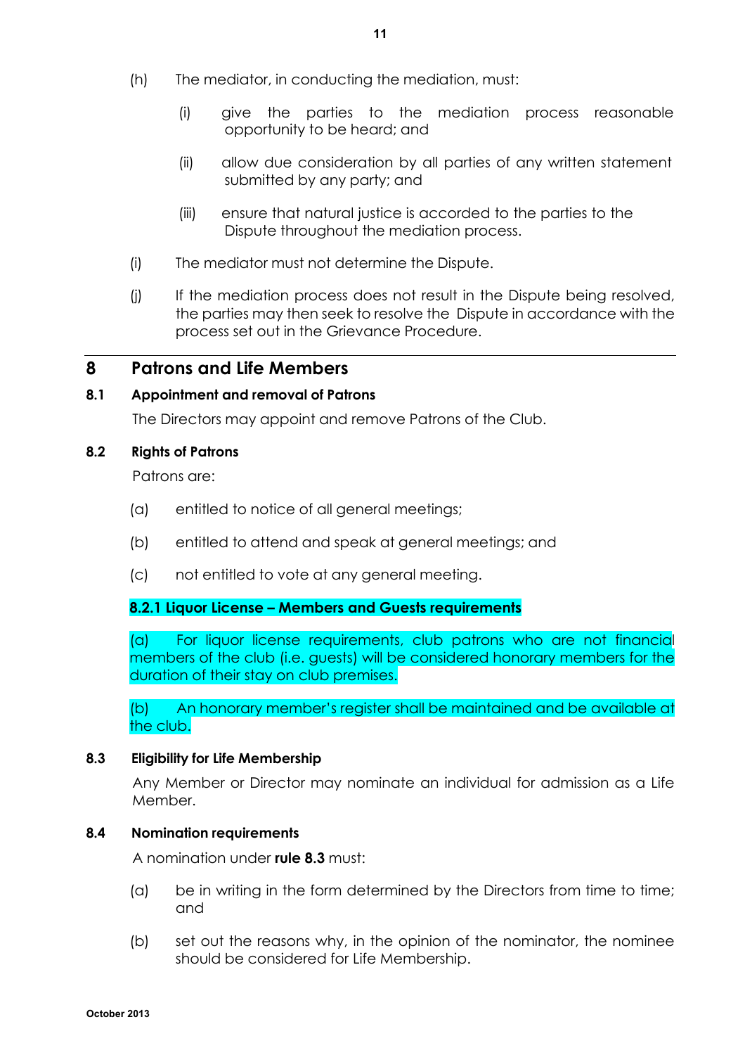(h) The mediator, in conducting the mediation, must:

(i) give the parties to the mediation process reasonable opportunity to be heard; and

(ii) allow due consideration by all parties of any written statement submitted by any party; and

(iii) ensure that natural justice is accorded to the parties to the Dispute throughout the mediation process.

(i) The mediator must not determine the Dispute.

(j) If the mediation process does not result in the Dispute being resolved, the parties may then seek to resolve the Dispute in accordance with the process set out in the Grievance Procedure.

## 8 Patrons and Life Members

### 8.1 Appointment and removal of Patrons

The Directors may appoint and remove Patrons of the Club.

### 8.2 Rights of Patrons

Patrons are:

(a) entitled to notice of all general meetings;

(b) entitled to attend and speak at general meetings; and

(c) not entitled to vote at any general meeting.

#### 8.2.1 Liquor License – Members and Guests requirements

(a) For liquor license requirements, club patrons who are not financial members of the club (i.e. guests) will be considered honorary members for the duration of their stay on club premises.

(b) An honorary member's register shall be maintained and be available at the club.

### 8.3 Eligibility for Life Membership

Any Member or Director may nominate an individual for admission as a Life Member.

### 8.4 Nomination requirements

A nomination under **rule 8.3** must:

(a) be in writing in the form determined by the Directors from time to time; and

(b) set out the reasons why, in the opinion of the nominator, the nominee should be considered for Life Membership.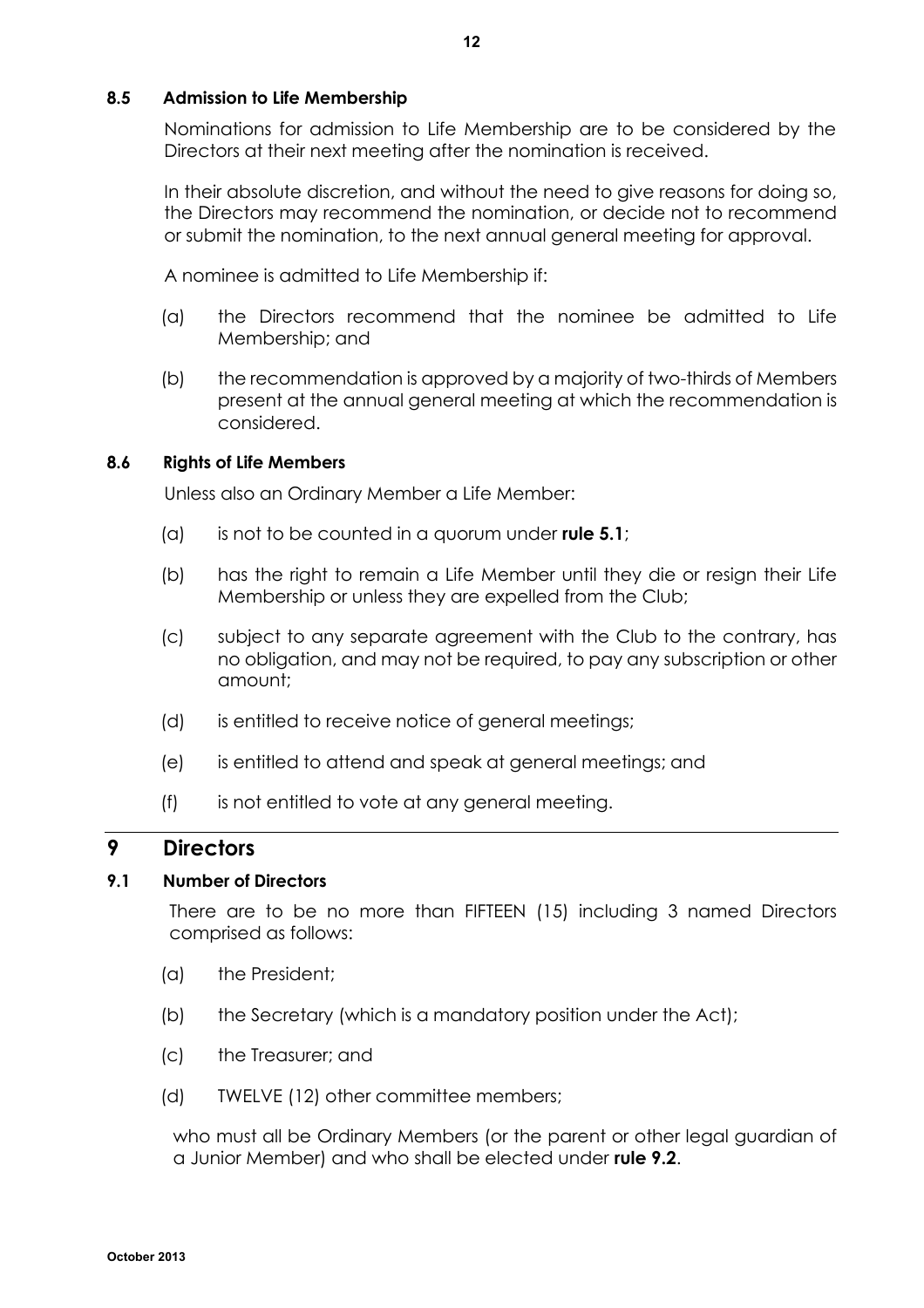### 8.5 Admission to Life Membership

Nominations for admission to Life Membership are to be considered by the Directors at their next meeting after the nomination is received.

In their absolute discretion, and without the need to give reasons for doing so, the Directors may recommend the nomination, or decide not to recommend or submit the nomination, to the next annual general meeting for approval.

A nominee is admitted to Life Membership if:

(a) the Directors recommend that the nominee be admitted to Life Membership; and

(b) the recommendation is approved by a majority of two-thirds of Members present at the annual general meeting at which the recommendation is considered.

### 8.6 Rights of Life Members

Unless also an Ordinary Member a Life Member:

(a) is not to be counted in a quorum under **rule 5.1**;

(b) has the right to remain a Life Member until they die or resign their Life Membership or unless they are expelled from the Club;

(c) subject to any separate agreement with the Club to the contrary, has no obligation, and may not be required, to pay any subscription or other amount;

(d) is entitled to receive notice of general meetings;

(e) is entitled to attend and speak at general meetings; and

(f) is not entitled to vote at any general meeting.

## 9 Directors

### 9.1 Number of Directors

There are to be no more than FIFTEEN (15) including 3 named Directors comprised as follows:

(a) the President;

(b) the Secretary (which is a mandatory position under the Act);

(c) the Treasurer; and

(d) TWELVE (12) other committee members;

who must all be Ordinary Members (or the parent or other legal guardian of a Junior Member) and who shall be elected under **rule 9.2**.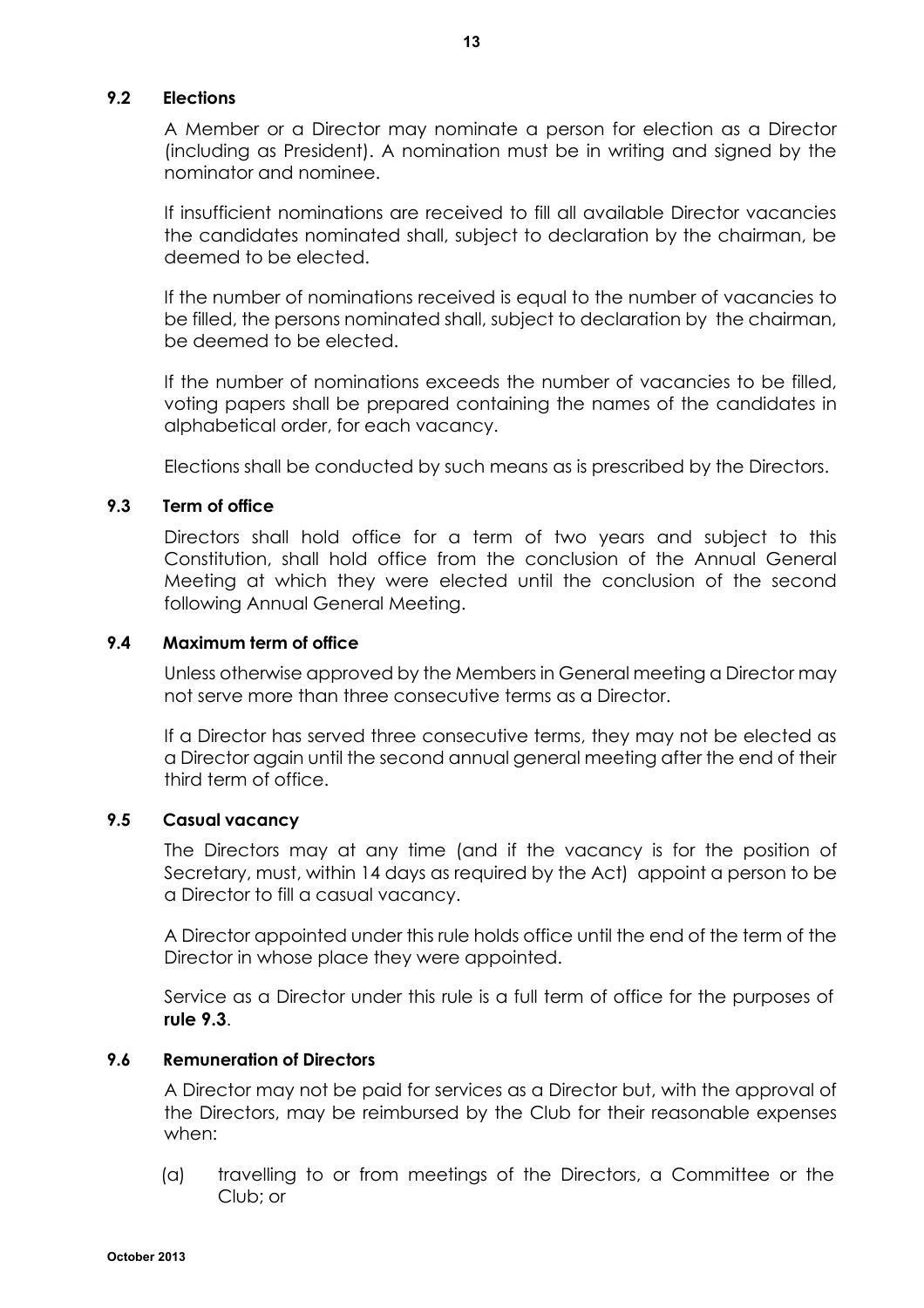### 9.2 Elections

A Member or a Director may nominate a person for election as a Director (including as President). A nomination must be in writing and signed by the nominator and nominee.

If insufficient nominations are received to fill all available Director vacancies the candidates nominated shall, subject to declaration by the chairman, be deemed to be elected.

If the number of nominations received is equal to the number of vacancies to be filled, the persons nominated shall, subject to declaration by the chairman, be deemed to be elected.

If the number of nominations exceeds the number of vacancies to be filled, voting papers shall be prepared containing the names of the candidates in alphabetical order, for each vacancy.

Elections shall be conducted by such means as is prescribed by the Directors.

### 9.3 Term of office

Directors shall hold office for a term of two years and subject to this Constitution, shall hold office from the conclusion of the Annual General Meeting at which they were elected until the conclusion of the second following Annual General Meeting.

### 9.4 Maximum term of office

Unless otherwise approved by the Members in General meeting a Director may not serve more than three consecutive terms as a Director.

If a Director has served three consecutive terms, they may not be elected as a Director again until the second annual general meeting after the end of their third term of office.

### 9.5 Casual vacancy

The Directors may at any time (and if the vacancy is for the position of Secretary, must, within 14 days as required by the Act) appoint a person to be a Director to fill a casual vacancy.

A Director appointed under this rule holds office until the end of the term of the Director in whose place they were appointed.

Service as a Director under this rule is a full term of office for the purposes of **rule 9.3**.

### 9.6 Remuneration of Directors

A Director may not be paid for services as a Director but, with the approval of the Directors, may be reimbursed by the Club for their reasonable expenses when:

(a) travelling to or from meetings of the Directors, a Committee or the Club; or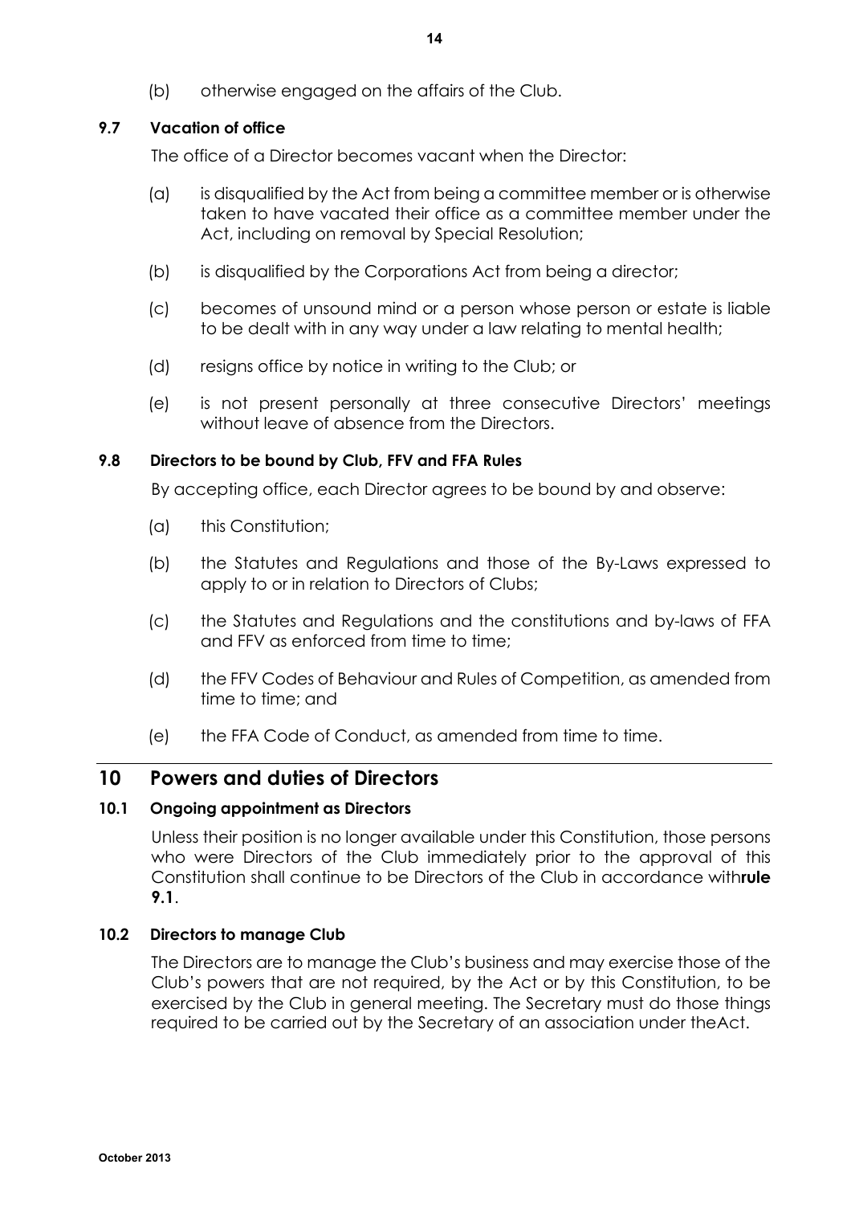(b) otherwise engaged on the affairs of the Club.

### 9.7 Vacation of office

The office of a Director becomes vacant when the Director:

(a) is disqualified by the Act from being a committee member or is otherwise taken to have vacated their office as a committee member under the Act, including on removal by Special Resolution;

(b) is disqualified by the Corporations Act from being a director;

(c) becomes of unsound mind or a person whose person or estate is liable to be dealt with in any way under a law relating to mental health;

(d) resigns office by notice in writing to the Club; or

(e) is not present personally at three consecutive Directors' meetings without leave of absence from the Directors.

### 9.8 Directors to be bound by Club, FFV and FFA Rules

By accepting office, each Director agrees to be bound by and observe:

(a) this Constitution;

(b) the Statutes and Regulations and those of the By-Laws expressed to apply to or in relation to Directors of Clubs;

(c) the Statutes and Regulations and the constitutions and by-laws of FFA and FFV as enforced from time to time;

(d) the FFV Codes of Behaviour and Rules of Competition, as amended from time to time; and

(e) the FFA Code of Conduct, as amended from time to time.

## 10 Powers and duties of Directors

### 10.1 Ongoing appointment as Directors

Unless their position is no longer available under this Constitution, those persons who were Directors of the Club immediately prior to the approval of this Constitution shall continue to be Directors of the Club in accordance with **rule 9.1**.

### 10.2 Directors to manage Club

The Directors are to manage the Club's business and may exercise those of the Club's powers that are not required, by the Act or by this Constitution, to be exercised by the Club in general meeting. The Secretary must do those things required to be carried out by the Secretary of an association under the Act.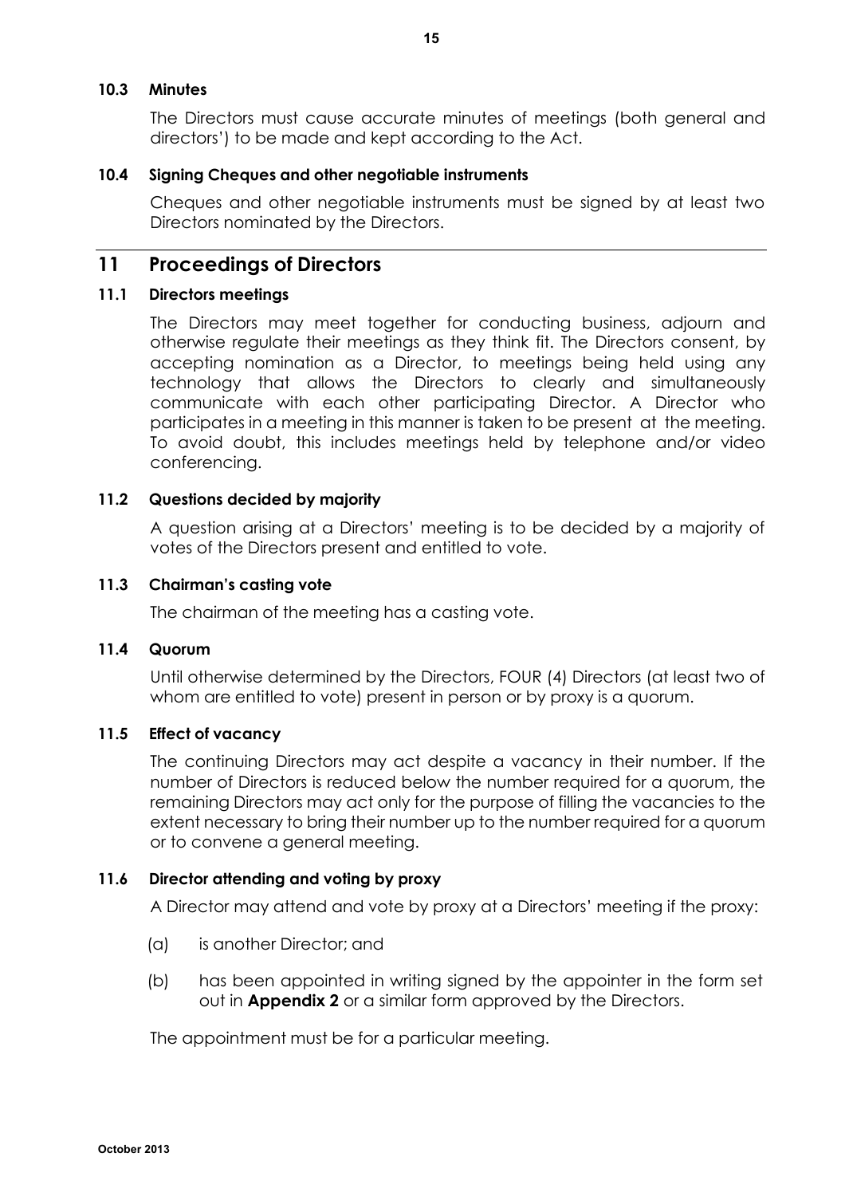### 10.3 Minutes

The Directors must cause accurate minutes of meetings (both general and directors') to be made and kept according to the Act.

### 10.4 Signing Cheques and other negotiable instruments

Cheques and other negotiable instruments must be signed by at least two Directors nominated by the Directors.

## 11 Proceedings of Directors

### 11.1 Directors meetings

The Directors may meet together for conducting business, adjourn and otherwise regulate their meetings as they think fit. The Directors consent, by accepting nomination as a Director, to meetings being held using any technology that allows the Directors to clearly and simultaneously communicate with each other participating Director. A Director who participates in a meeting in this manner is taken to be present at the meeting. To avoid doubt, this includes meetings held by telephone and/or video conferencing.

### 11.2 Questions decided by majority

A question arising at a Directors' meeting is to be decided by a majority of votes of the Directors present and entitled to vote.

### 11.3 Chairman's casting vote

The chairman of the meeting has a casting vote.

### 11.4 Quorum

Until otherwise determined by the Directors, FOUR (4) Directors (at least two of whom are entitled to vote) present in person or by proxy is a quorum.

### 11.5 Effect of vacancy

The continuing Directors may act despite a vacancy in their number. If the number of Directors is reduced below the number required for a quorum, the remaining Directors may act only for the purpose of filling the vacancies to the extent necessary to bring their number up to the number required for a quorum or to convene a general meeting.

### 11.6 Director attending and voting by proxy

A Director may attend and vote by proxy at a Directors' meeting if the proxy:

(a) is another Director; and

(b) has been appointed in writing signed by the appointer in the form set out in **Appendix 2** or a similar form approved by the Directors.

The appointment must be for a particular meeting.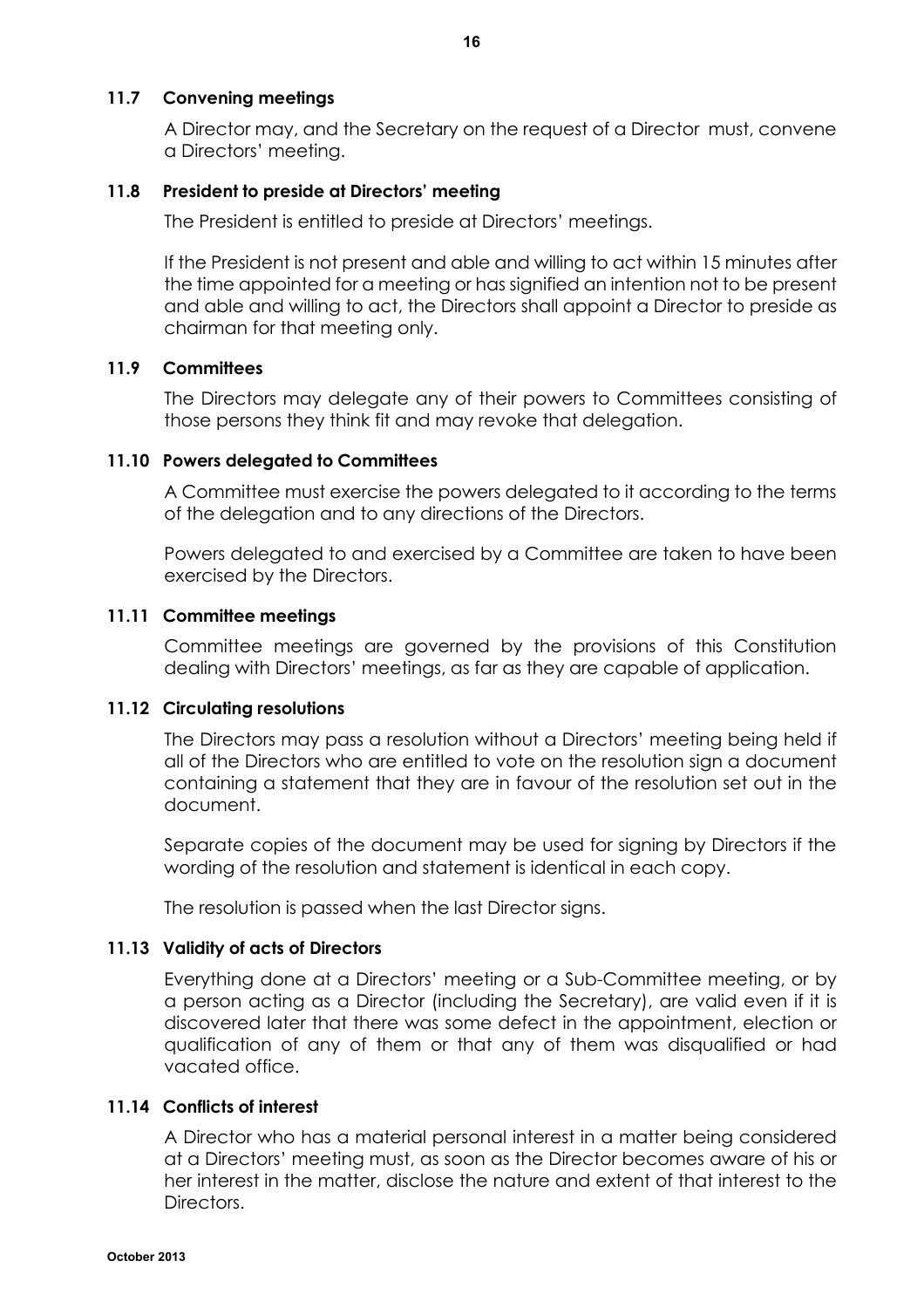### 11.7 Convening meetings

A Director may, and the Secretary on the request of a Director must, convene a Directors' meeting.

### 11.8 President to preside at Directors' meeting

The President is entitled to preside at Directors' meetings.

If the President is not present and able and willing to act within 15 minutes after the time appointed for a meeting or has signified an intention not to be present and able and willing to act, the Directors shall appoint a Director to preside as chairman for that meeting only.

### 11.9 Committees

The Directors may delegate any of their powers to Committees consisting of those persons they think fit and may revoke that delegation.

### 11.10 Powers delegated to Committees

A Committee must exercise the powers delegated to it according to the terms of the delegation and to any directions of the Directors.

Powers delegated to and exercised by a Committee are taken to have been exercised by the Directors.

### 11.11 Committee meetings

Committee meetings are governed by the provisions of this Constitution dealing with Directors' meetings, as far as they are capable of application.

### 11.12 Circulating resolutions

The Directors may pass a resolution without a Directors' meeting being held if all of the Directors who are entitled to vote on the resolution sign a document containing a statement that they are in favour of the resolution set out in the document.

Separate copies of the document may be used for signing by Directors if the wording of the resolution and statement is identical in each copy.

The resolution is passed when the last Director signs.

### 11.13 Validity of acts of Directors

Everything done at a Directors' meeting or a Sub-Committee meeting, or by a person acting as a Director (including the Secretary), are valid even if it is discovered later that there was some defect in the appointment, election or qualification of any of them or that any of them was disqualified or had vacated office.

### 11.14 Conflicts of interest

A Director who has a material personal interest in a matter being considered at a Directors' meeting must, as soon as the Director becomes aware of his or her interest in the matter, disclose the nature and extent of that interest to the Directors.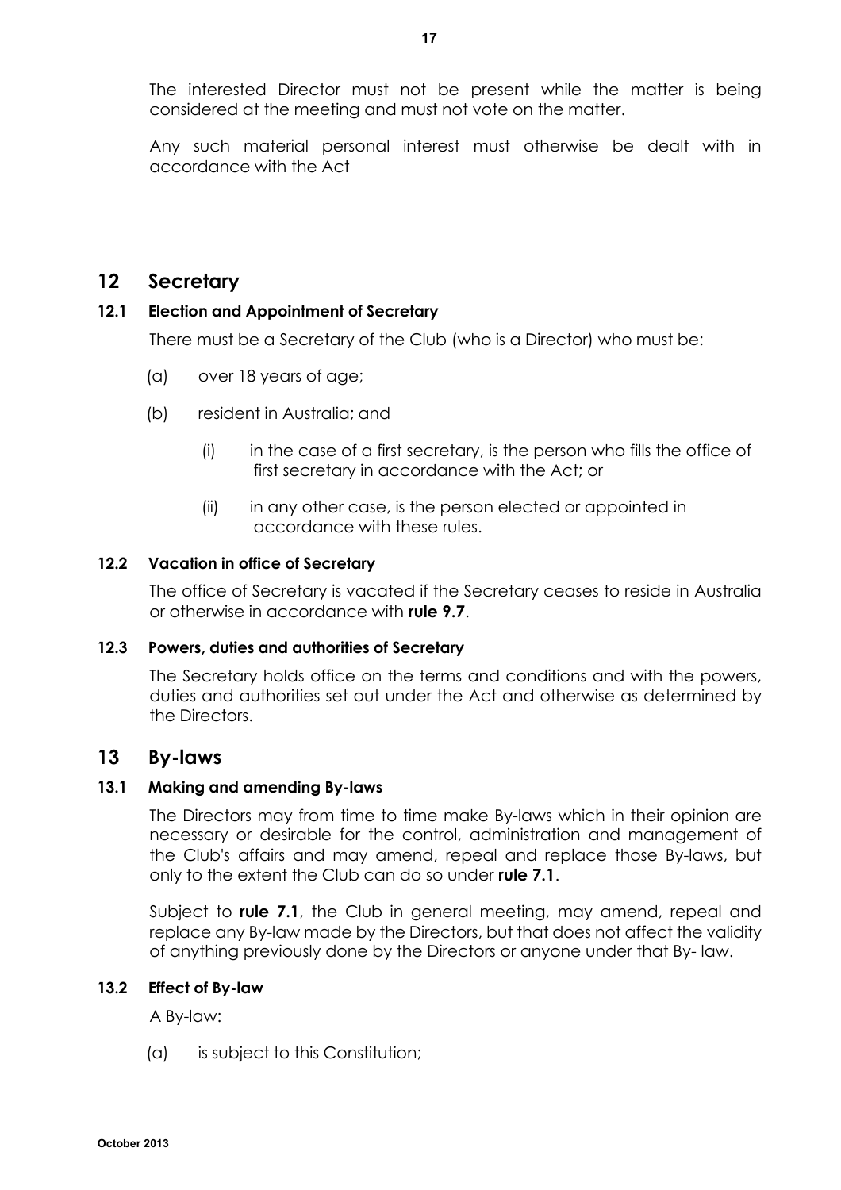The interested Director must not be present while the matter is being considered at the meeting and must not vote on the matter.

Any such material personal interest must otherwise be dealt with in accordance with the Act

## 12 Secretary

### 12.1 Election and Appointment of Secretary

There must be a Secretary of the Club (who is a Director) who must be:

(a) over 18 years of age;

(b) resident in Australia; and

  (i) in the case of a first secretary, is the person who fills the office of first secretary in accordance with the Act; or

  (ii) in any other case, is the person elected or appointed in accordance with these rules.

### 12.2 Vacation in office of Secretary

The office of Secretary is vacated if the Secretary ceases to reside in Australia or otherwise in accordance with **rule 9.7**.

### 12.3 Powers, duties and authorities of Secretary

The Secretary holds office on the terms and conditions and with the powers, duties and authorities set out under the Act and otherwise as determined by the Directors.

## 13 By-laws

### 13.1 Making and amending By-laws

The Directors may from time to time make By-laws which in their opinion are necessary or desirable for the control, administration and management of the Club's affairs and may amend, repeal and replace those By-laws, but only to the extent the Club can do so under **rule 7.1**.

Subject to **rule 7.1**, the Club in general meeting, may amend, repeal and replace any By-law made by the Directors, but that does not affect the validity of anything previously done by the Directors or anyone under that By- law.

### 13.2 Effect of By-law

A By-law:

(a) is subject to this Constitution;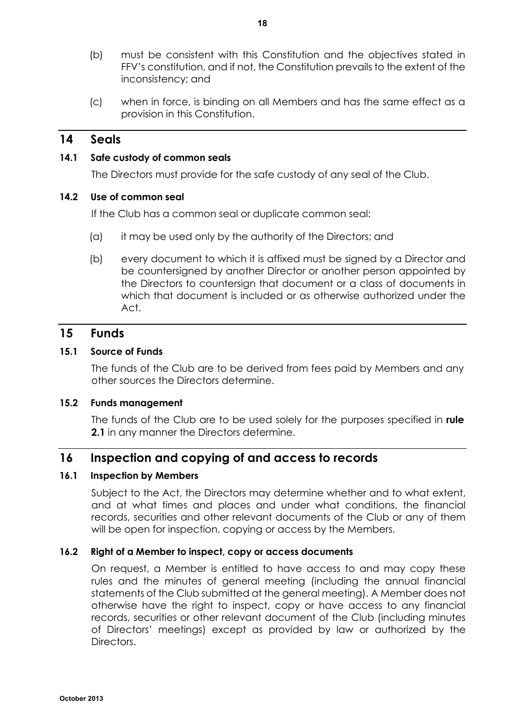(b) must be consistent with this Constitution and the objectives stated in FFV's constitution, and if not, the Constitution prevails to the extent of the inconsistency; and

(c) when in force, is binding on all Members and has the same effect as a provision in this Constitution.

## 14 Seals

### 14.1 Safe custody of common seals

The Directors must provide for the safe custody of any seal of the Club.

### 14.2 Use of common seal

If the Club has a common seal or duplicate common seal:

(a) it may be used only by the authority of the Directors; and

(b) every document to which it is affixed must be signed by a Director and be countersigned by another Director or another person appointed by the Directors to countersign that document or a class of documents in which that document is included or as otherwise authorized under the Act.

## 15 Funds

### 15.1 Source of Funds

The funds of the Club are to be derived from fees paid by Members and any other sources the Directors determine.

### 15.2 Funds management

The funds of the Club are to be used solely for the purposes specified in **rule 2.1** in any manner the Directors determine.

## 16 Inspection and copying of and access to records

### 16.1 Inspection by Members

Subject to the Act, the Directors may determine whether and to what extent, and at what times and places and under what conditions, the financial records, securities and other relevant documents of the Club or any of them will be open for inspection, copying or access by the Members.

### 16.2 Right of a Member to inspect, copy or access documents

On request, a Member is entitled to have access to and may copy these rules and the minutes of general meeting (including the annual financial statements of the Club submitted at the general meeting). A Member does not otherwise have the right to inspect, copy or have access to any financial records, securities or other relevant document of the Club (including minutes of Directors' meetings) except as provided by law or authorized by the Directors.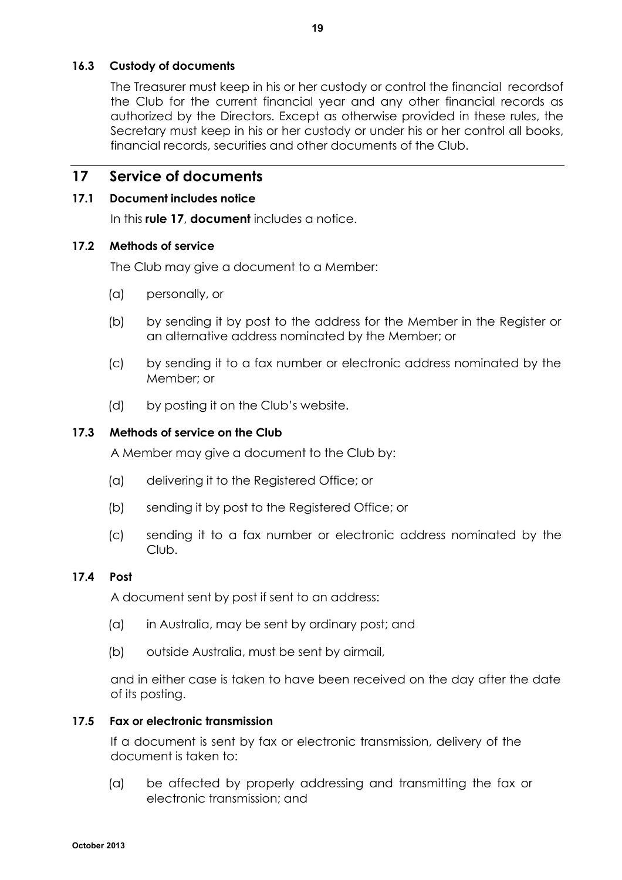### 16.3 Custody of documents

The Treasurer must keep in his or her custody or control the financial recordsof the Club for the current financial year and any other financial records as authorized by the Directors. Except as otherwise provided in these rules, the Secretary must keep in his or her custody or under his or her control all books, financial records, securities and other documents of the Club.

## 17 Service of documents

### 17.1 Document includes notice

In this **rule 17**, **document** includes a notice.

### 17.2 Methods of service

The Club may give a document to a Member:

(a) personally, or

(b) by sending it by post to the address for the Member in the Register or an alternative address nominated by the Member; or

(c) by sending it to a fax number or electronic address nominated by the Member; or

(d) by posting it on the Club's website.

### 17.3 Methods of service on the Club

A Member may give a document to the Club by:

(a) delivering it to the Registered Office; or

(b) sending it by post to the Registered Office; or

(c) sending it to a fax number or electronic address nominated by the Club.

### 17.4 Post

A document sent by post if sent to an address:

(a) in Australia, may be sent by ordinary post; and

(b) outside Australia, must be sent by airmail,

and in either case is taken to have been received on the day after the date of its posting.

### 17.5 Fax or electronic transmission

If a document is sent by fax or electronic transmission, delivery of the document is taken to:

(a) be affected by properly addressing and transmitting the fax or electronic transmission; and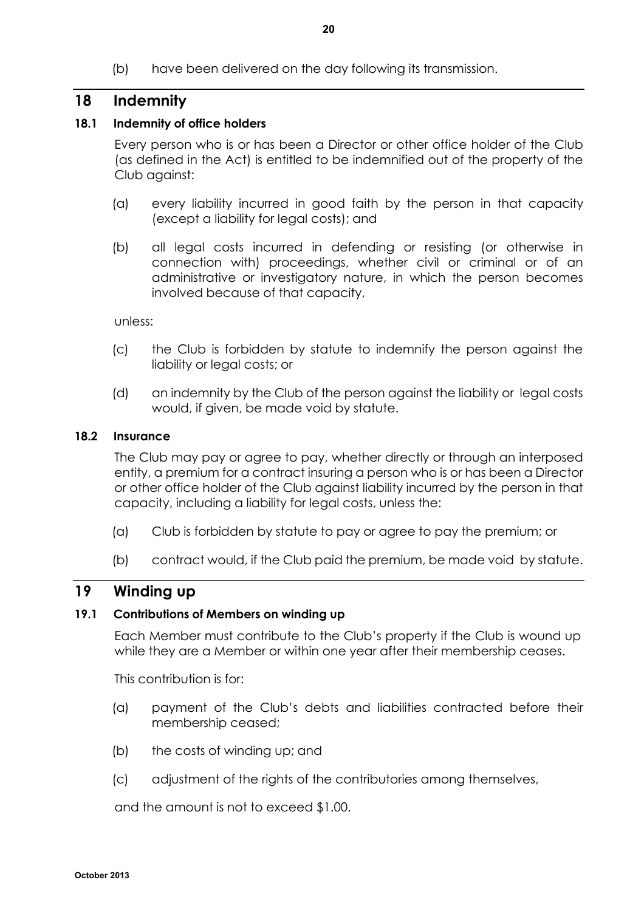(b) have been delivered on the day following its transmission.

## 18 Indemnity

### 18.1 Indemnity of office holders

Every person who is or has been a Director or other office holder of the Club (as defined in the Act) is entitled to be indemnified out of the property of the Club against:

(a) every liability incurred in good faith by the person in that capacity (except a liability for legal costs); and

(b) all legal costs incurred in defending or resisting (or otherwise in connection with) proceedings, whether civil or criminal or of an administrative or investigatory nature, in which the person becomes involved because of that capacity,

unless:

(c) the Club is forbidden by statute to indemnify the person against the liability or legal costs; or

(d) an indemnity by the Club of the person against the liability or legal costs would, if given, be made void by statute.

### 18.2 Insurance

The Club may pay or agree to pay, whether directly or through an interposed entity, a premium for a contract insuring a person who is or has been a Director or other office holder of the Club against liability incurred by the person in that capacity, including a liability for legal costs, unless the:

(a) Club is forbidden by statute to pay or agree to pay the premium; or

(b) contract would, if the Club paid the premium, be made void by statute.

## 19 Winding up

### 19.1 Contributions of Members on winding up

Each Member must contribute to the Club's property if the Club is wound up while they are a Member or within one year after their membership ceases.

This contribution is for:

(a) payment of the Club's debts and liabilities contracted before their membership ceased;

(b) the costs of winding up; and

(c) adjustment of the rights of the contributories among themselves,

and the amount is not to exceed $1.00.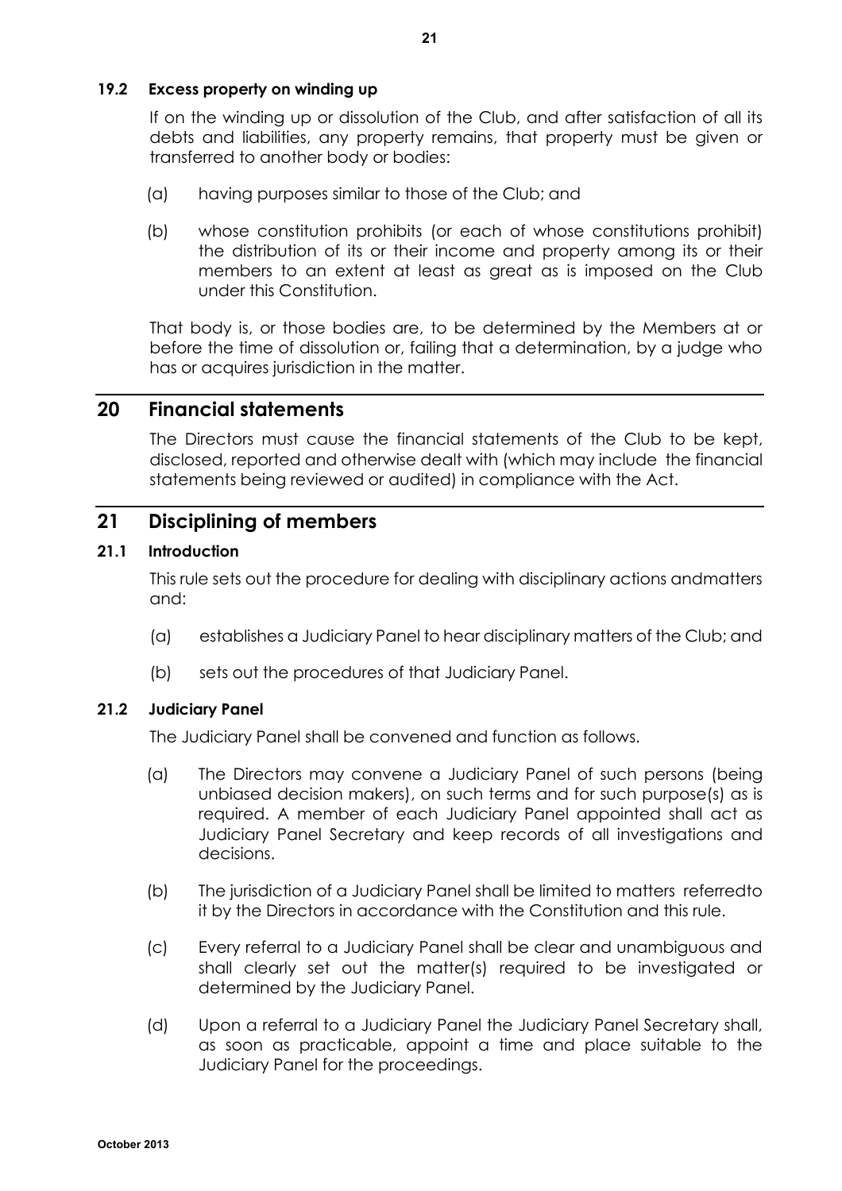### 19.2 Excess property on winding up

If on the winding up or dissolution of the Club, and after satisfaction of all its debts and liabilities, any property remains, that property must be given or transferred to another body or bodies:

(a) having purposes similar to those of the Club; and

(b) whose constitution prohibits (or each of whose constitutions prohibit) the distribution of its or their income and property among its or their members to an extent at least as great as is imposed on the Club under this Constitution.

That body is, or those bodies are, to be determined by the Members at or before the time of dissolution or, failing that a determination, by a judge who has or acquires jurisdiction in the matter.

## 20 Financial statements

The Directors must cause the financial statements of the Club to be kept, disclosed, reported and otherwise dealt with (which may include the financial statements being reviewed or audited) in compliance with the Act.

## 21 Disciplining of members

### 21.1 Introduction

This rule sets out the procedure for dealing with disciplinary actions andmatters and:

(a) establishes a Judiciary Panel to hear disciplinary matters of the Club; and

(b) sets out the procedures of that Judiciary Panel.

### 21.2 Judiciary Panel

The Judiciary Panel shall be convened and function as follows.

(a) The Directors may convene a Judiciary Panel of such persons (being unbiased decision makers), on such terms and for such purpose(s) as is required. A member of each Judiciary Panel appointed shall act as Judiciary Panel Secretary and keep records of all investigations and decisions.

(b) The jurisdiction of a Judiciary Panel shall be limited to matters referredto it by the Directors in accordance with the Constitution and this rule.

(c) Every referral to a Judiciary Panel shall be clear and unambiguous and shall clearly set out the matter(s) required to be investigated or determined by the Judiciary Panel.

(d) Upon a referral to a Judiciary Panel the Judiciary Panel Secretary shall, as soon as practicable, appoint a time and place suitable to the Judiciary Panel for the proceedings.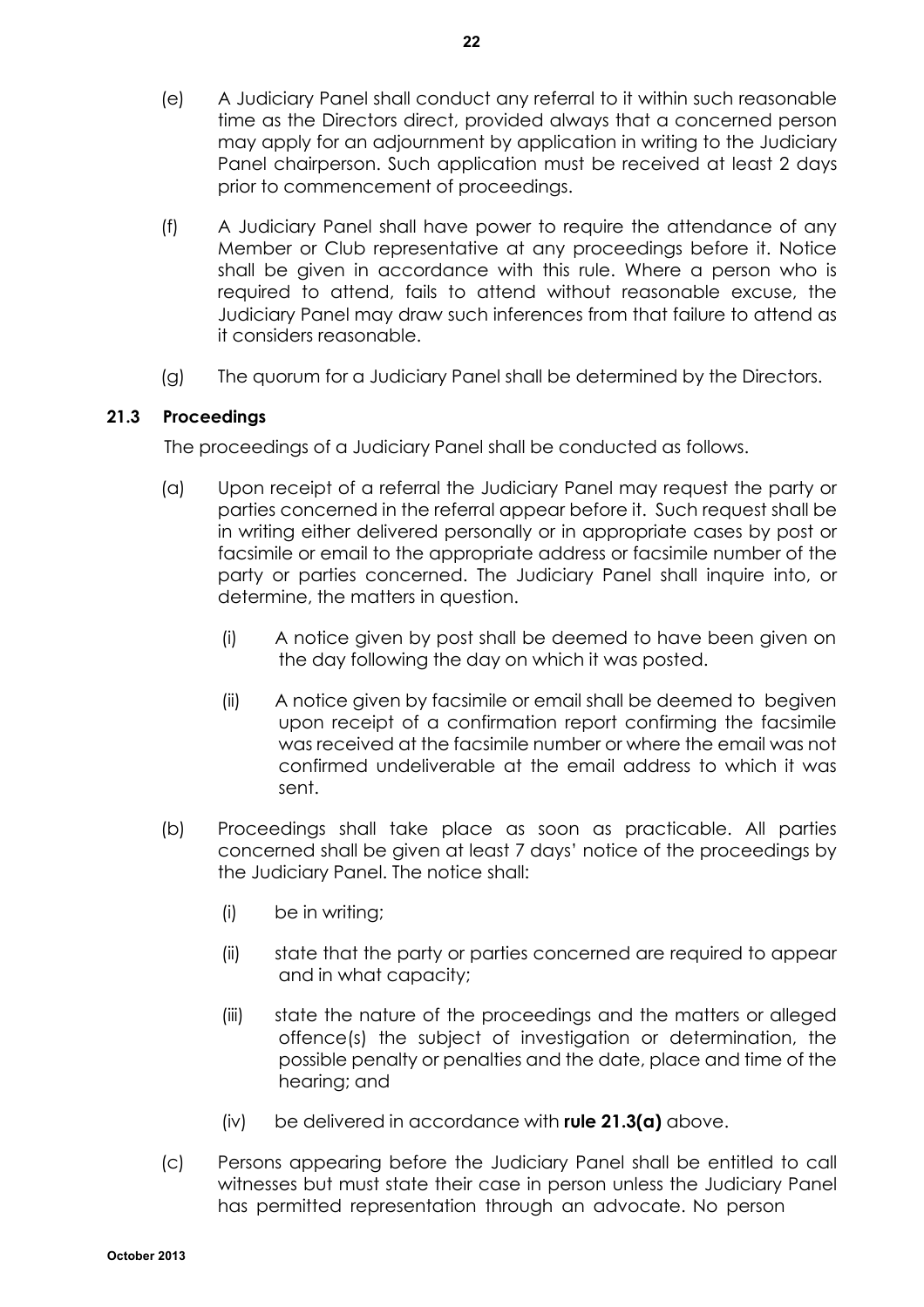(e) A Judiciary Panel shall conduct any referral to it within such reasonable time as the Directors direct, provided always that a concerned person may apply for an adjournment by application in writing to the Judiciary Panel chairperson. Such application must be received at least 2 days prior to commencement of proceedings.

(f) A Judiciary Panel shall have power to require the attendance of any Member or Club representative at any proceedings before it. Notice shall be given in accordance with this rule. Where a person who is required to attend, fails to attend without reasonable excuse, the Judiciary Panel may draw such inferences from that failure to attend as it considers reasonable.

(g) The quorum for a Judiciary Panel shall be determined by the Directors.

### 21.3 Proceedings

The proceedings of a Judiciary Panel shall be conducted as follows.

(a) Upon receipt of a referral the Judiciary Panel may request the party or parties concerned in the referral appear before it. Such request shall be in writing either delivered personally or in appropriate cases by post or facsimile or email to the appropriate address or facsimile number of the party or parties concerned. The Judiciary Panel shall inquire into, or determine, the matters in question.

   (i) A notice given by post shall be deemed to have been given on the day following the day on which it was posted.

   (ii) A notice given by facsimile or email shall be deemed to begiven upon receipt of a confirmation report confirming the facsimile was received at the facsimile number or where the email was not confirmed undeliverable at the email address to which it was sent.

(b) Proceedings shall take place as soon as practicable. All parties concerned shall be given at least 7 days' notice of the proceedings by the Judiciary Panel. The notice shall:

   (i) be in writing;

   (ii) state that the party or parties concerned are required to appear and in what capacity;

   (iii) state the nature of the proceedings and the matters or alleged offence(s) the subject of investigation or determination, the possible penalty or penalties and the date, place and time of the hearing; and

   (iv) be delivered in accordance with **rule 21.3(a)** above.

(c) Persons appearing before the Judiciary Panel shall be entitled to call witnesses but must state their case in person unless the Judiciary Panel has permitted representation through an advocate. No person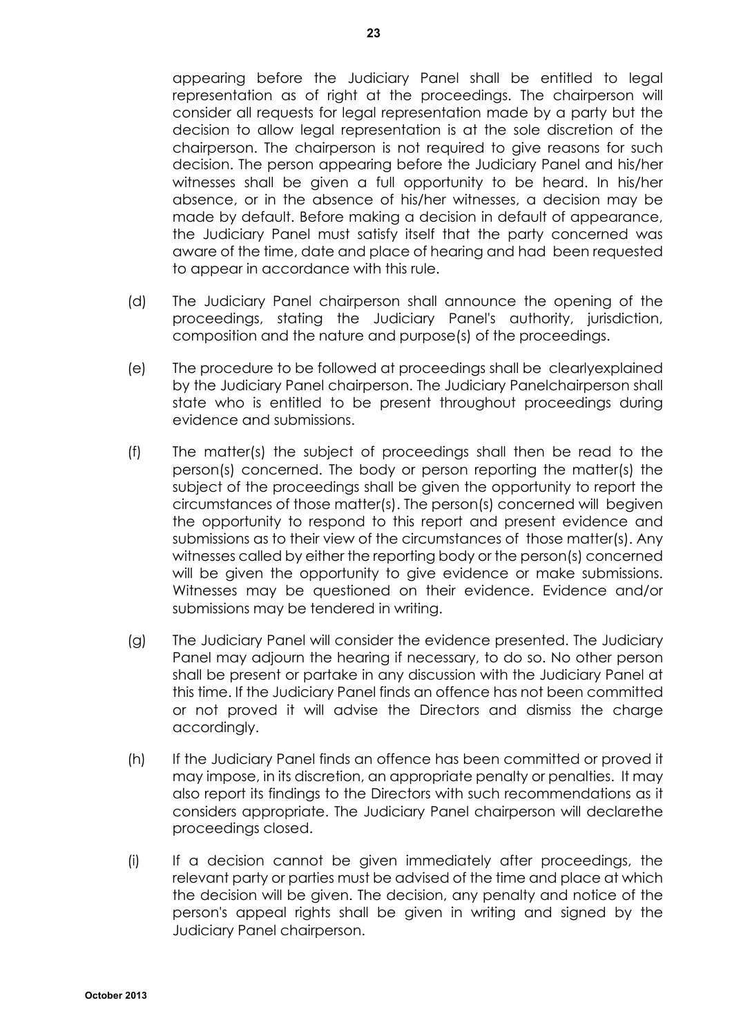appearing before the Judiciary Panel shall be entitled to legal representation as of right at the proceedings. The chairperson will consider all requests for legal representation made by a party but the decision to allow legal representation is at the sole discretion of the chairperson. The chairperson is not required to give reasons for such decision. The person appearing before the Judiciary Panel and his/her witnesses shall be given a full opportunity to be heard. In his/her absence, or in the absence of his/her witnesses, a decision may be made by default. Before making a decision in default of appearance, the Judiciary Panel must satisfy itself that the party concerned was aware of the time, date and place of hearing and had been requested to appear in accordance with this rule.

(d) The Judiciary Panel chairperson shall announce the opening of the proceedings, stating the Judiciary Panel's authority, jurisdiction, composition and the nature and purpose(s) of the proceedings.

(e) The procedure to be followed at proceedings shall be clearlyexplained by the Judiciary Panel chairperson. The Judiciary Panelchairperson shall state who is entitled to be present throughout proceedings during evidence and submissions.

(f) The matter(s) the subject of proceedings shall then be read to the person(s) concerned. The body or person reporting the matter(s) the subject of the proceedings shall be given the opportunity to report the circumstances of those matter(s). The person(s) concerned will begiven the opportunity to respond to this report and present evidence and submissions as to their view of the circumstances of those matter(s). Any witnesses called by either the reporting body or the person(s) concerned will be given the opportunity to give evidence or make submissions. Witnesses may be questioned on their evidence. Evidence and/or submissions may be tendered in writing.

(g) The Judiciary Panel will consider the evidence presented. The Judiciary Panel may adjourn the hearing if necessary, to do so. No other person shall be present or partake in any discussion with the Judiciary Panel at this time. If the Judiciary Panel finds an offence has not been committed or not proved it will advise the Directors and dismiss the charge accordingly.

(h) If the Judiciary Panel finds an offence has been committed or proved it may impose, in its discretion, an appropriate penalty or penalties. It may also report its findings to the Directors with such recommendations as it considers appropriate. The Judiciary Panel chairperson will declarethe proceedings closed.

(i) If a decision cannot be given immediately after proceedings, the relevant party or parties must be advised of the time and place at which the decision will be given. The decision, any penalty and notice of the person's appeal rights shall be given in writing and signed by the Judiciary Panel chairperson.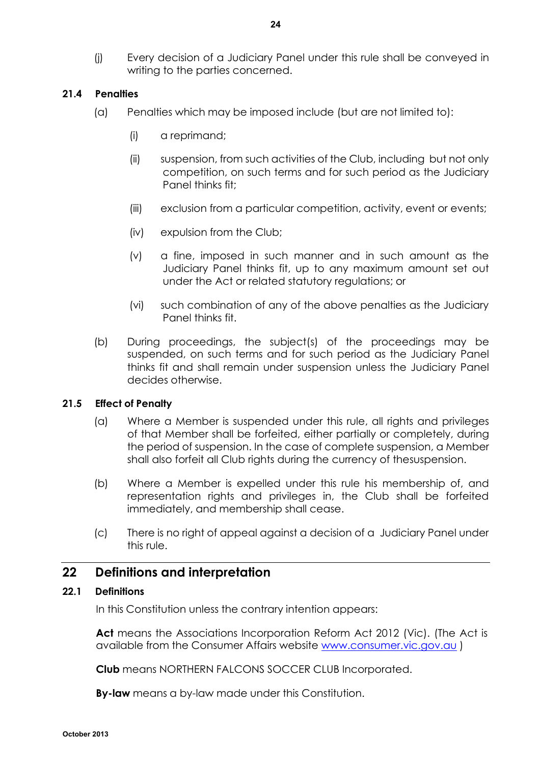(j) Every decision of a Judiciary Panel under this rule shall be conveyed in writing to the parties concerned.

### 21.4 Penalties

(a) Penalties which may be imposed include (but are not limited to):

(i) a reprimand;

(ii) suspension, from such activities of the Club, including but not only competition, on such terms and for such period as the Judiciary Panel thinks fit;

(iii) exclusion from a particular competition, activity, event or events;

(iv) expulsion from the Club;

(v) a fine, imposed in such manner and in such amount as the Judiciary Panel thinks fit, up to any maximum amount set out under the Act or related statutory regulations; or

(vi) such combination of any of the above penalties as the Judiciary Panel thinks fit.

(b) During proceedings, the subject(s) of the proceedings may be suspended, on such terms and for such period as the Judiciary Panel thinks fit and shall remain under suspension unless the Judiciary Panel decides otherwise.

### 21.5 Effect of Penalty

(a) Where a Member is suspended under this rule, all rights and privileges of that Member shall be forfeited, either partially or completely, during the period of suspension. In the case of complete suspension, a Member shall also forfeit all Club rights during the currency of thesuspension.

(b) Where a Member is expelled under this rule his membership of, and representation rights and privileges in, the Club shall be forfeited immediately, and membership shall cease.

(c) There is no right of appeal against a decision of a Judiciary Panel under this rule.

## 22 Definitions and interpretation

### 22.1 Definitions

In this Constitution unless the contrary intention appears:

**Act** means the Associations Incorporation Reform Act 2012 (Vic). (The Act is available from the Consumer Affairs website www.consumer.vic.gov.au )

**Club** means NORTHERN FALCONS SOCCER CLUB Incorporated.

**By-law** means a by-law made under this Constitution.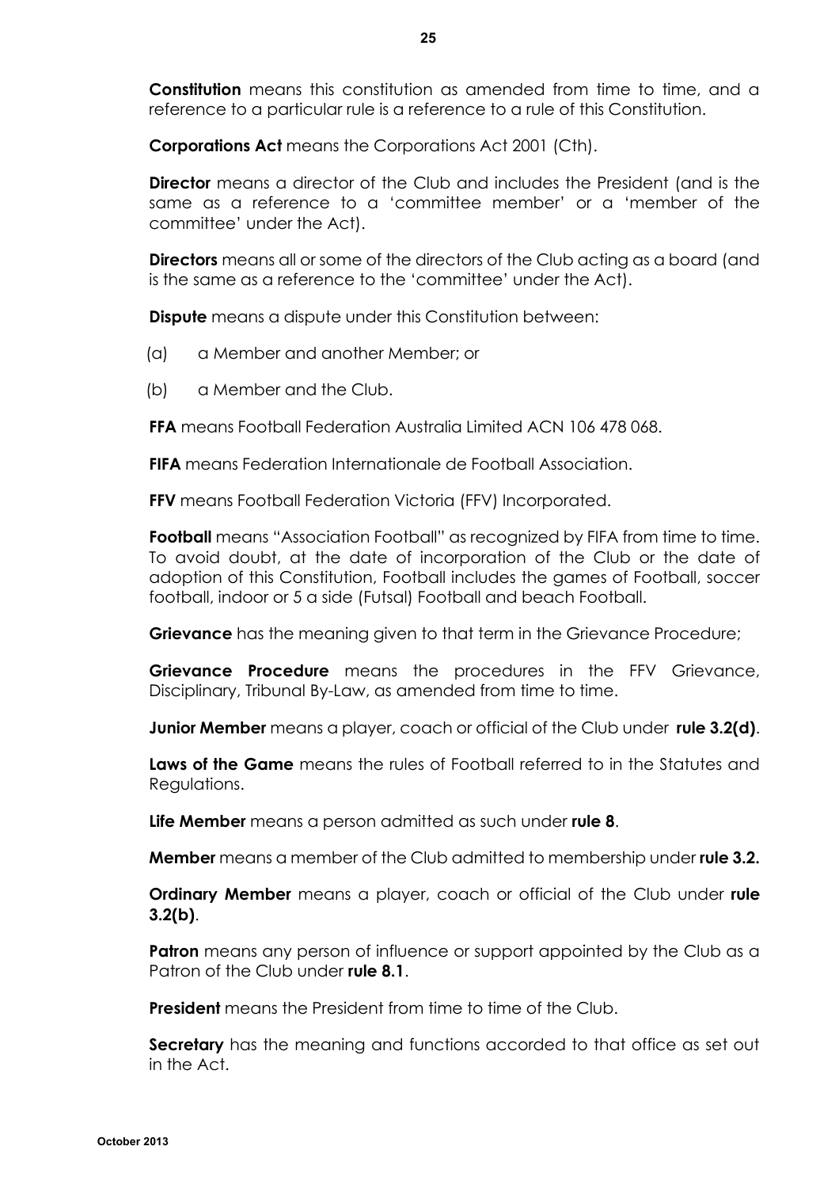**Constitution** means this constitution as amended from time to time, and a reference to a particular rule is a reference to a rule of this Constitution.

**Corporations Act** means the Corporations Act 2001 (Cth).

**Director** means a director of the Club and includes the President (and is the same as a reference to a 'committee member' or a 'member of the committee' under the Act).

**Directors** means all or some of the directors of the Club acting as a board (and is the same as a reference to the 'committee' under the Act).

**Dispute** means a dispute under this Constitution between:

(a) a Member and another Member; or

(b) a Member and the Club.

**FFA** means Football Federation Australia Limited ACN 106 478 068.

**FIFA** means Federation Internationale de Football Association.

**FFV** means Football Federation Victoria (FFV) Incorporated.

**Football** means "Association Football" as recognized by FIFA from time to time. To avoid doubt, at the date of incorporation of the Club or the date of adoption of this Constitution, Football includes the games of Football, soccer football, indoor or 5 a side (Futsal) Football and beach Football.

**Grievance** has the meaning given to that term in the Grievance Procedure;

**Grievance Procedure** means the procedures in the FFV Grievance, Disciplinary, Tribunal By-Law, as amended from time to time.

**Junior Member** means a player, coach or official of the Club under **rule 3.2(d)**.

**Laws of the Game** means the rules of Football referred to in the Statutes and Regulations.

**Life Member** means a person admitted as such under **rule 8**.

**Member** means a member of the Club admitted to membership under **rule 3.2.**

**Ordinary Member** means a player, coach or official of the Club under **rule 3.2(b)**.

**Patron** means any person of influence or support appointed by the Club as a Patron of the Club under **rule 8.1**.

**President** means the President from time to time of the Club.

**Secretary** has the meaning and functions accorded to that office as set out in the Act.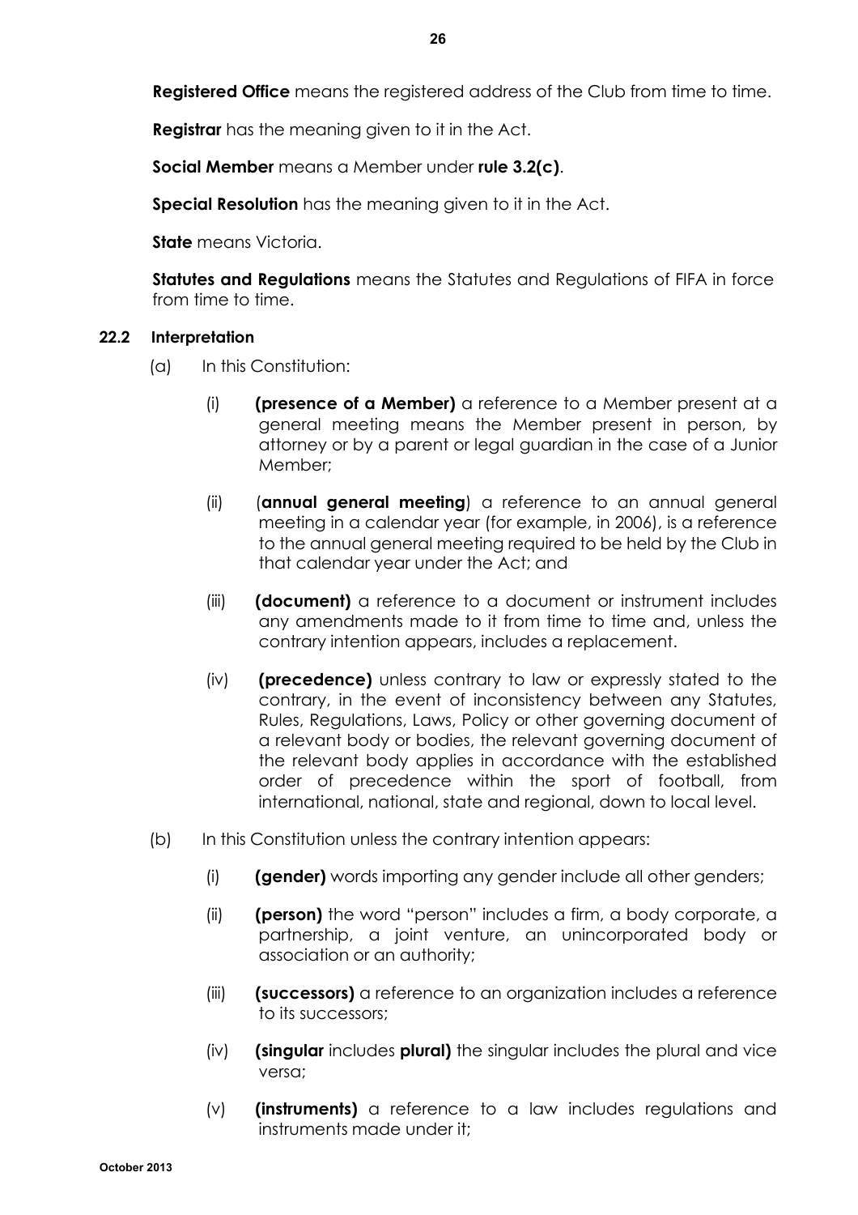**Registered Office** means the registered address of the Club from time to time.

**Registrar** has the meaning given to it in the Act.

**Social Member** means a Member under **rule 3.2(c)**.

**Special Resolution** has the meaning given to it in the Act.

**State** means Victoria.

**Statutes and Regulations** means the Statutes and Regulations of FIFA in force from time to time.

### 22.2 Interpretation

(a) In this Constitution:

(i) **(presence of a Member)** a reference to a Member present at a general meeting means the Member present in person, by attorney or by a parent or legal guardian in the case of a Junior Member;

(ii) (**annual general meeting**) a reference to an annual general meeting in a calendar year (for example, in 2006), is a reference to the annual general meeting required to be held by the Club in that calendar year under the Act; and

(iii) **(document)** a reference to a document or instrument includes any amendments made to it from time to time and, unless the contrary intention appears, includes a replacement.

(iv) **(precedence)** unless contrary to law or expressly stated to the contrary, in the event of inconsistency between any Statutes, Rules, Regulations, Laws, Policy or other governing document of a relevant body or bodies, the relevant governing document of the relevant body applies in accordance with the established order of precedence within the sport of football, from international, national, state and regional, down to local level.

(b) In this Constitution unless the contrary intention appears:

(i) **(gender)** words importing any gender include all other genders;

(ii) **(person)** the word "person" includes a firm, a body corporate, a partnership, a joint venture, an unincorporated body or association or an authority;

(iii) **(successors)** a reference to an organization includes a reference to its successors;

(iv) **(singular** includes **plural)** the singular includes the plural and vice versa;

(v) **(instruments)** a reference to a law includes regulations and instruments made under it;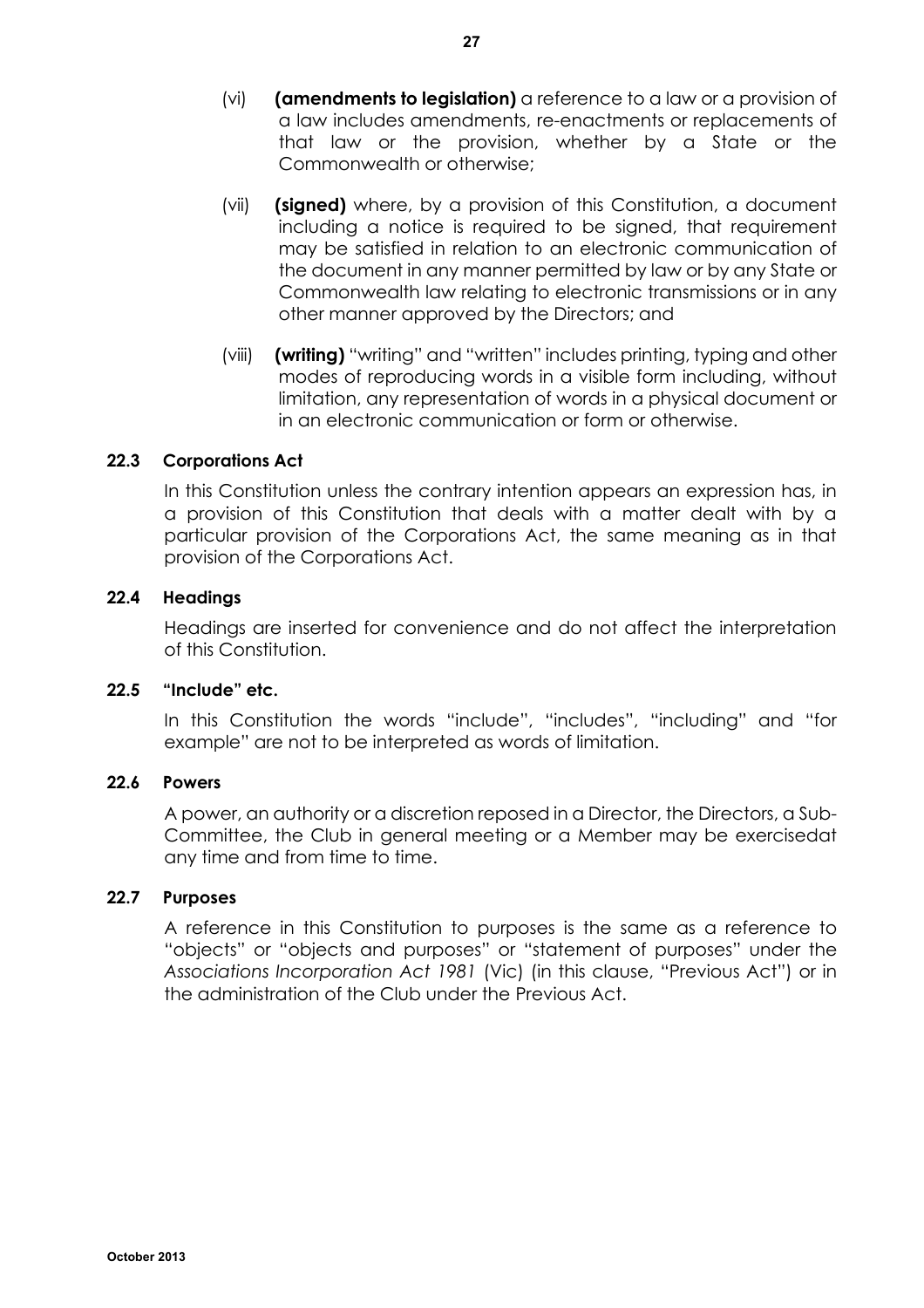(vi) **(amendments to legislation)** a reference to a law or a provision of a law includes amendments, re-enactments or replacements of that law or the provision, whether by a State or the Commonwealth or otherwise;

(vii) **(signed)** where, by a provision of this Constitution, a document including a notice is required to be signed, that requirement may be satisfied in relation to an electronic communication of the document in any manner permitted by law or by any State or Commonwealth law relating to electronic transmissions or in any other manner approved by the Directors; and

(viii) **(writing)** "writing" and "written" includes printing, typing and other modes of reproducing words in a visible form including, without limitation, any representation of words in a physical document or in an electronic communication or form or otherwise.

### 22.3 Corporations Act

In this Constitution unless the contrary intention appears an expression has, in a provision of this Constitution that deals with a matter dealt with by a particular provision of the Corporations Act, the same meaning as in that provision of the Corporations Act.

### 22.4 Headings

Headings are inserted for convenience and do not affect the interpretation of this Constitution.

### 22.5 "Include" etc.

In this Constitution the words "include", "includes", "including" and "for example" are not to be interpreted as words of limitation.

### 22.6 Powers

A power, an authority or a discretion reposed in a Director, the Directors, a Sub-Committee, the Club in general meeting or a Member may be exercisedat any time and from time to time.

### 22.7 Purposes

A reference in this Constitution to purposes is the same as a reference to "objects" or "objects and purposes" or "statement of purposes" under the *Associations Incorporation Act 1981* (Vic) (in this clause, "Previous Act") or in the administration of the Club under the Previous Act.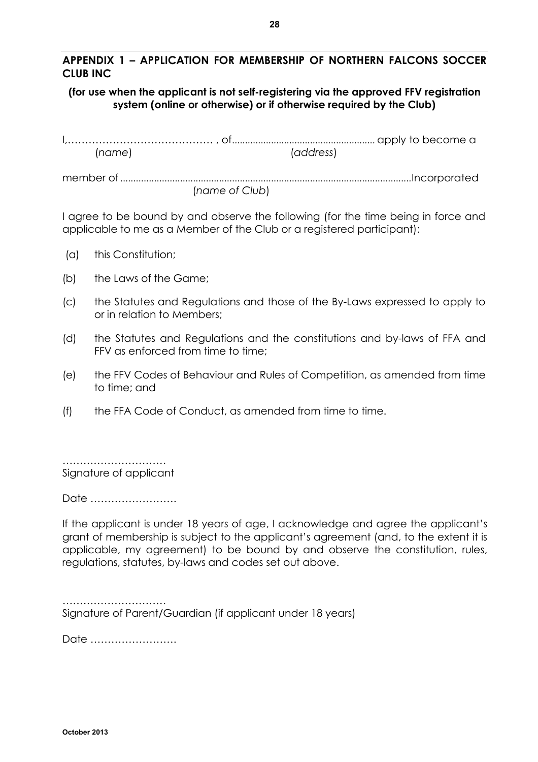## APPENDIX 1 – APPLICATION FOR MEMBERSHIP OF NORTHERN FALCONS SOCCER CLUB INC

**(for use when the applicant is not self-registering via the approved FFV registration system (online or otherwise) or if otherwise required by the Club)**

I,…………………………………… , of...................................................... apply to become a
(*name*) (*address*)

member of ..............................................................................................................Incorporated
(*name of Club*)

I agree to be bound by and observe the following (for the time being in force and applicable to me as a Member of the Club or a registered participant):

(a) this Constitution;

(b) the Laws of the Game;

(c) the Statutes and Regulations and those of the By-Laws expressed to apply to or in relation to Members;

(d) the Statutes and Regulations and the constitutions and by-laws of FFA and FFV as enforced from time to time;

(e) the FFV Codes of Behaviour and Rules of Competition, as amended from time to time; and

(f) the FFA Code of Conduct, as amended from time to time.

…………………………
Signature of applicant

Date …………………….

If the applicant is under 18 years of age, I acknowledge and agree the applicant's grant of membership is subject to the applicant's agreement (and, to the extent it is applicable, my agreement) to be bound by and observe the constitution, rules, regulations, statutes, by-laws and codes set out above.

…………………………
Signature of Parent/Guardian (if applicant under 18 years)

Date …………………….

October 2013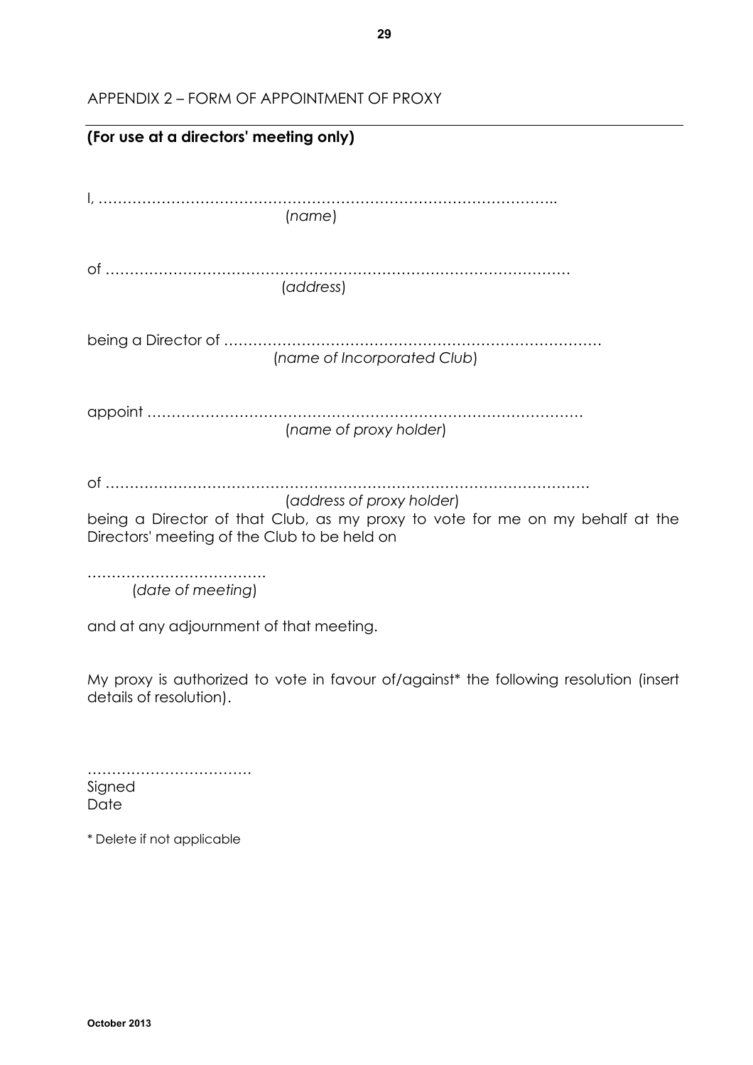## APPENDIX 2 – FORM OF APPOINTMENT OF PROXY

**(For use at a directors' meeting only)**

I, ………………………………………………………………………………..
(*name*)

of ………………………………………………………………………………
(*address*)

being a Director of ……………………………………………………………………
(*name of Incorporated Club*)

appoint ………………………………………………………………………………
(*name of proxy holder*)

of ……………………………………………………………………………………….
(*address of proxy holder*)

being a Director of that Club, as my proxy to vote for me on my behalf at the Directors' meeting of the Club to be held on

……………………………….
(*date of meeting*)

and at any adjournment of that meeting.

My proxy is authorized to vote in favour of/against* the following resolution (insert details of resolution).

…………………………….
Signed
Date

* Delete if not applicable